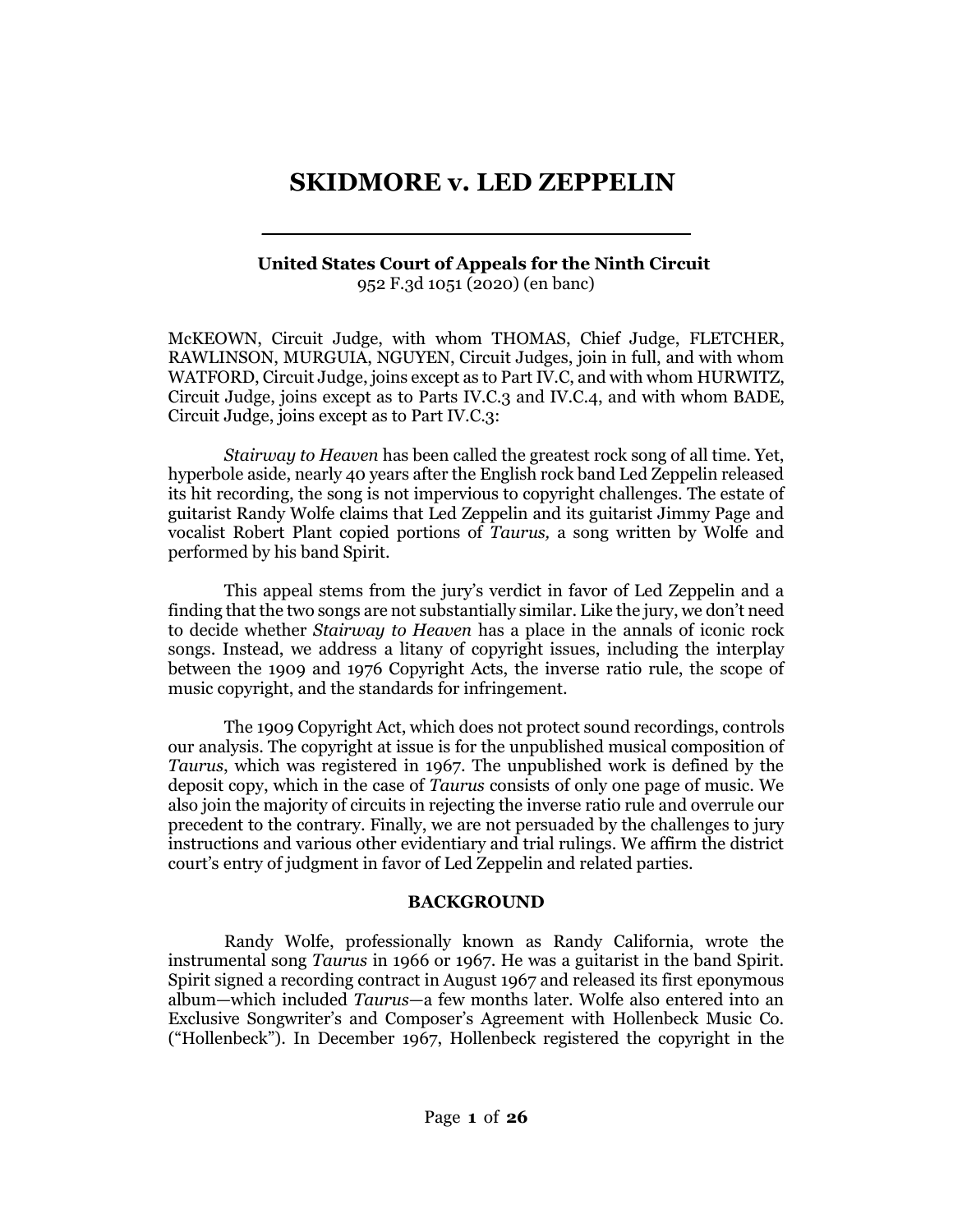# SKIDMORE v. LED ZEPPELIN

---

**United States Court of Appeals for the Ninth Circuit**
952 F.3d 1051 (2020) (en banc)

McKEOWN, Circuit Judge, with whom THOMAS, Chief Judge, FLETCHER, RAWLINSON, MURGUIA, NGUYEN, Circuit Judges, join in full, and with whom WATFORD, Circuit Judge, joins except as to Part IV.C, and with whom HURWITZ, Circuit Judge, joins except as to Parts IV.C.3 and IV.C.4, and with whom BADE, Circuit Judge, joins except as to Part IV.C.3:

*Stairway to Heaven* has been called the greatest rock song of all time. Yet, hyperbole aside, nearly 40 years after the English rock band Led Zeppelin released its hit recording, the song is not impervious to copyright challenges. The estate of guitarist Randy Wolfe claims that Led Zeppelin and its guitarist Jimmy Page and vocalist Robert Plant copied portions of *Taurus,* a song written by Wolfe and performed by his band Spirit.

This appeal stems from the jury's verdict in favor of Led Zeppelin and a finding that the two songs are not substantially similar. Like the jury, we don't need to decide whether *Stairway to Heaven* has a place in the annals of iconic rock songs. Instead, we address a litany of copyright issues, including the interplay between the 1909 and 1976 Copyright Acts, the inverse ratio rule, the scope of music copyright, and the standards for infringement.

The 1909 Copyright Act, which does not protect sound recordings, controls our analysis. The copyright at issue is for the unpublished musical composition of *Taurus*, which was registered in 1967. The unpublished work is defined by the deposit copy, which in the case of *Taurus* consists of only one page of music. We also join the majority of circuits in rejecting the inverse ratio rule and overrule our precedent to the contrary. Finally, we are not persuaded by the challenges to jury instructions and various other evidentiary and trial rulings. We affirm the district court's entry of judgment in favor of Led Zeppelin and related parties.

## BACKGROUND

Randy Wolfe, professionally known as Randy California, wrote the instrumental song *Taurus* in 1966 or 1967. He was a guitarist in the band Spirit. Spirit signed a recording contract in August 1967 and released its first eponymous album—which included *Taurus*—a few months later. Wolfe also entered into an Exclusive Songwriter's and Composer's Agreement with Hollenbeck Music Co. ("Hollenbeck"). In December 1967, Hollenbeck registered the copyright in the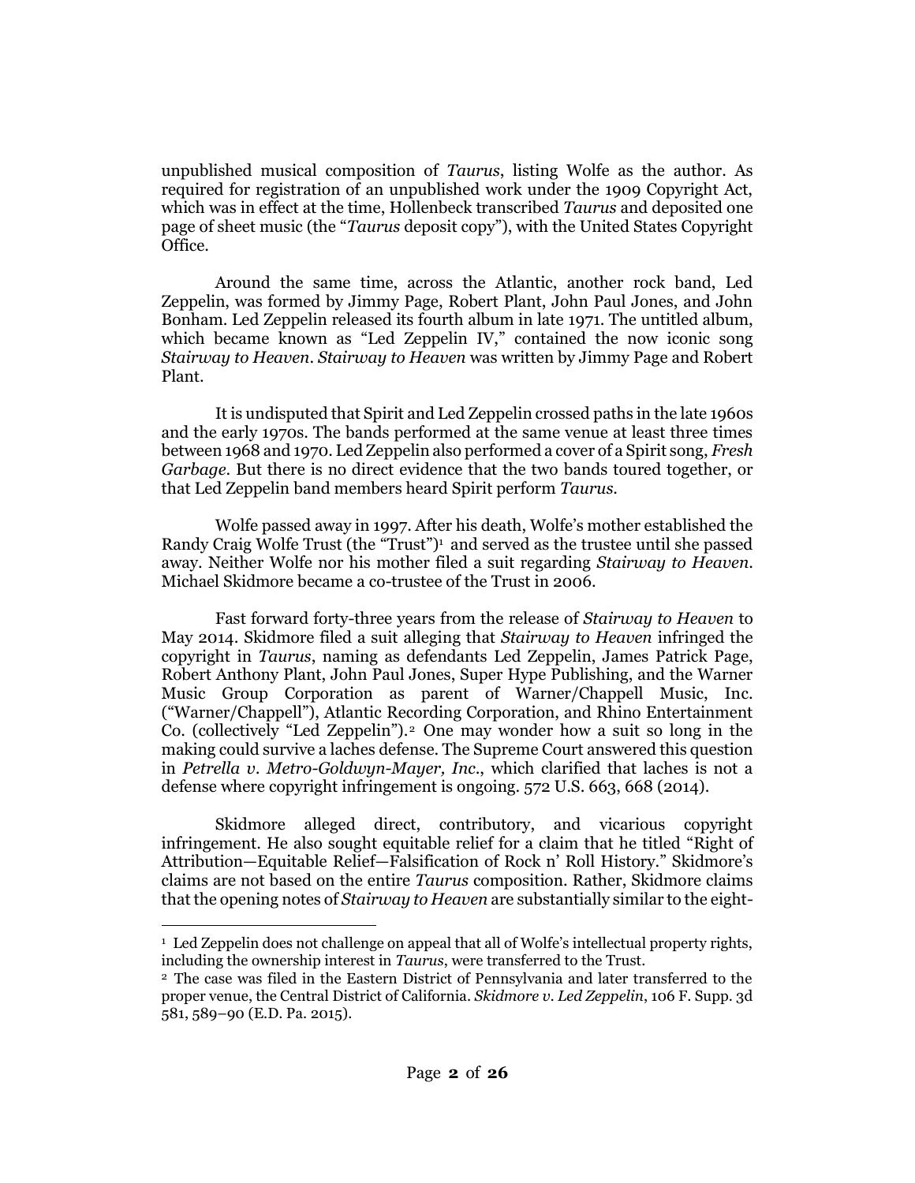unpublished musical composition of *Taurus*, listing Wolfe as the author. As required for registration of an unpublished work under the 1909 Copyright Act, which was in effect at the time, Hollenbeck transcribed *Taurus* and deposited one page of sheet music (the "*Taurus* deposit copy"), with the United States Copyright Office.

Around the same time, across the Atlantic, another rock band, Led Zeppelin, was formed by Jimmy Page, Robert Plant, John Paul Jones, and John Bonham. Led Zeppelin released its fourth album in late 1971. The untitled album, which became known as "Led Zeppelin IV," contained the now iconic song *Stairway to Heaven*. *Stairway to Heaven* was written by Jimmy Page and Robert Plant.

It is undisputed that Spirit and Led Zeppelin crossed paths in the late 1960s and the early 1970s. The bands performed at the same venue at least three times between 1968 and 1970. Led Zeppelin also performed a cover of a Spirit song, *Fresh Garbage*. But there is no direct evidence that the two bands toured together, or that Led Zeppelin band members heard Spirit perform *Taurus*.

Wolfe passed away in 1997. After his death, Wolfe's mother established the Randy Craig Wolfe Trust (the "Trust")[1] and served as the trustee until she passed away. Neither Wolfe nor his mother filed a suit regarding *Stairway to Heaven*. Michael Skidmore became a co-trustee of the Trust in 2006.

Fast forward forty-three years from the release of *Stairway to Heaven* to May 2014. Skidmore filed a suit alleging that *Stairway to Heaven* infringed the copyright in *Taurus*, naming as defendants Led Zeppelin, James Patrick Page, Robert Anthony Plant, John Paul Jones, Super Hype Publishing, and the Warner Music Group Corporation as parent of Warner/Chappell Music, Inc. ("Warner/Chappell"), Atlantic Recording Corporation, and Rhino Entertainment Co. (collectively "Led Zeppelin").[2] One may wonder how a suit so long in the making could survive a laches defense. The Supreme Court answered this question in *Petrella v. Metro-Goldwyn-Mayer, Inc.*, which clarified that laches is not a defense where copyright infringement is ongoing. 572 U.S. 663, 668 (2014).

Skidmore alleged direct, contributory, and vicarious copyright infringement. He also sought equitable relief for a claim that he titled "Right of Attribution—Equitable Relief—Falsification of Rock n' Roll History." Skidmore's claims are not based on the entire *Taurus* composition. Rather, Skidmore claims that the opening notes of *Stairway to Heaven* are substantially similar to the eight-

---

[1] Led Zeppelin does not challenge on appeal that all of Wolfe's intellectual property rights, including the ownership interest in *Taurus*, were transferred to the Trust.

[2] The case was filed in the Eastern District of Pennsylvania and later transferred to the proper venue, the Central District of California. *Skidmore v. Led Zeppelin*, 106 F. Supp. 3d 581, 589–90 (E.D. Pa. 2015).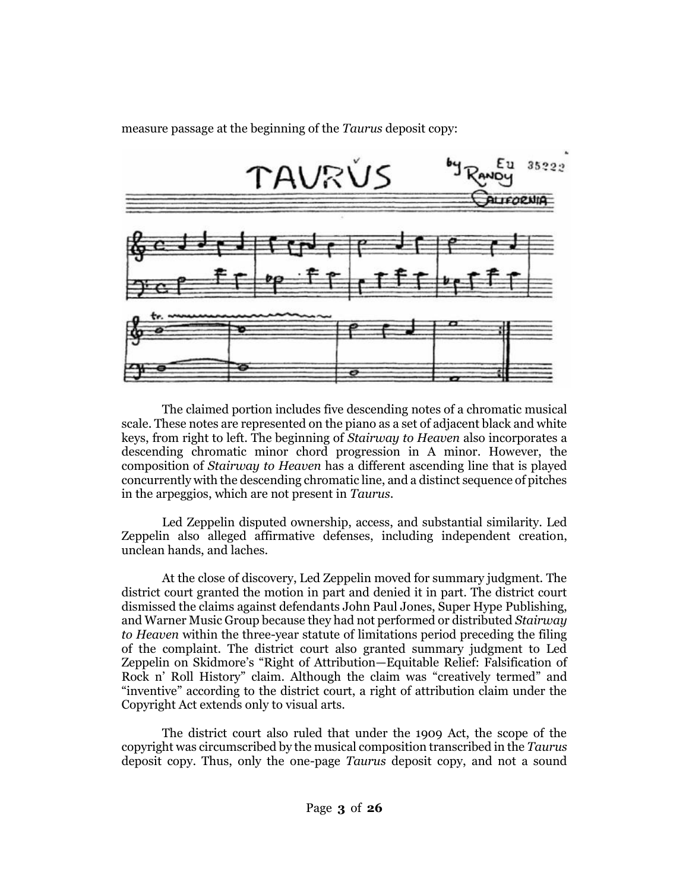measure passage at the beginning of the *Taurus* deposit copy:

The claimed portion includes five descending notes of a chromatic musical scale. These notes are represented on the piano as a set of adjacent black and white keys, from right to left. The beginning of *Stairway to Heaven* also incorporates a descending chromatic minor chord progression in A minor. However, the composition of *Stairway to Heaven* has a different ascending line that is played concurrently with the descending chromatic line, and a distinct sequence of pitches in the arpeggios, which are not present in *Taurus*.

Led Zeppelin disputed ownership, access, and substantial similarity. Led Zeppelin also alleged affirmative defenses, including independent creation, unclean hands, and laches.

At the close of discovery, Led Zeppelin moved for summary judgment. The district court granted the motion in part and denied it in part. The district court dismissed the claims against defendants John Paul Jones, Super Hype Publishing, and Warner Music Group because they had not performed or distributed *Stairway to Heaven* within the three-year statute of limitations period preceding the filing of the complaint. The district court also granted summary judgment to Led Zeppelin on Skidmore's "Right of Attribution—Equitable Relief: Falsification of Rock n' Roll History" claim. Although the claim was "creatively termed" and "inventive" according to the district court, a right of attribution claim under the Copyright Act extends only to visual arts.

The district court also ruled that under the 1909 Act, the scope of the copyright was circumscribed by the musical composition transcribed in the *Taurus* deposit copy. Thus, only the one-page *Taurus* deposit copy, and not a sound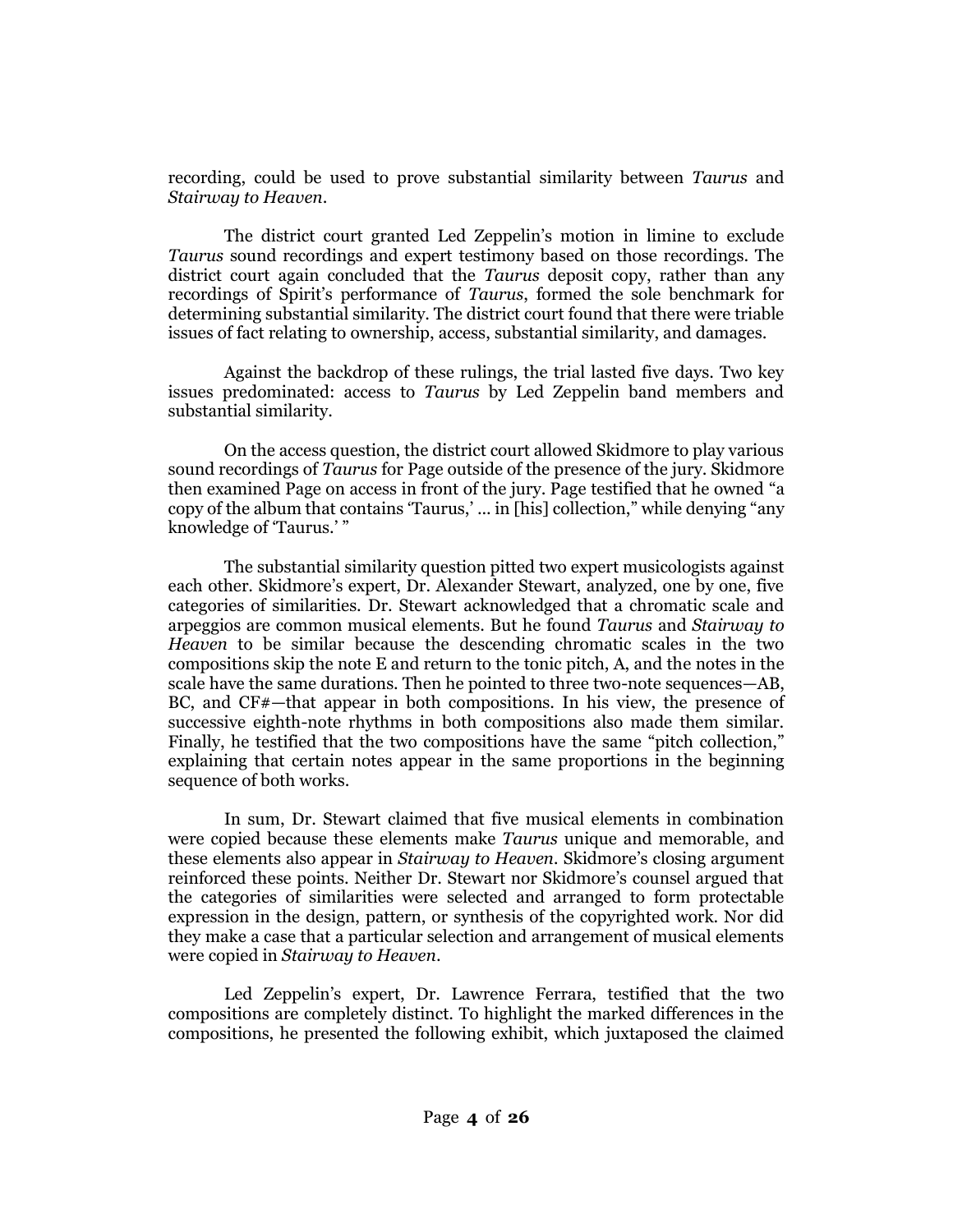recording, could be used to prove substantial similarity between *Taurus* and *Stairway to Heaven*.

The district court granted Led Zeppelin's motion in limine to exclude *Taurus* sound recordings and expert testimony based on those recordings. The district court again concluded that the *Taurus* deposit copy, rather than any recordings of Spirit's performance of *Taurus*, formed the sole benchmark for determining substantial similarity. The district court found that there were triable issues of fact relating to ownership, access, substantial similarity, and damages.

Against the backdrop of these rulings, the trial lasted five days. Two key issues predominated: access to *Taurus* by Led Zeppelin band members and substantial similarity.

On the access question, the district court allowed Skidmore to play various sound recordings of *Taurus* for Page outside of the presence of the jury. Skidmore then examined Page on access in front of the jury. Page testified that he owned "a copy of the album that contains 'Taurus,' ... in [his] collection," while denying "any knowledge of 'Taurus.' "

The substantial similarity question pitted two expert musicologists against each other. Skidmore's expert, Dr. Alexander Stewart, analyzed, one by one, five categories of similarities. Dr. Stewart acknowledged that a chromatic scale and arpeggios are common musical elements. But he found *Taurus* and *Stairway to Heaven* to be similar because the descending chromatic scales in the two compositions skip the note E and return to the tonic pitch, A, and the notes in the scale have the same durations. Then he pointed to three two-note sequences—AB, BC, and CF#—that appear in both compositions. In his view, the presence of successive eighth-note rhythms in both compositions also made them similar. Finally, he testified that the two compositions have the same "pitch collection," explaining that certain notes appear in the same proportions in the beginning sequence of both works.

In sum, Dr. Stewart claimed that five musical elements in combination were copied because these elements make *Taurus* unique and memorable, and these elements also appear in *Stairway to Heaven*. Skidmore's closing argument reinforced these points. Neither Dr. Stewart nor Skidmore's counsel argued that the categories of similarities were selected and arranged to form protectable expression in the design, pattern, or synthesis of the copyrighted work. Nor did they make a case that a particular selection and arrangement of musical elements were copied in *Stairway to Heaven*.

Led Zeppelin's expert, Dr. Lawrence Ferrara, testified that the two compositions are completely distinct. To highlight the marked differences in the compositions, he presented the following exhibit, which juxtaposed the claimed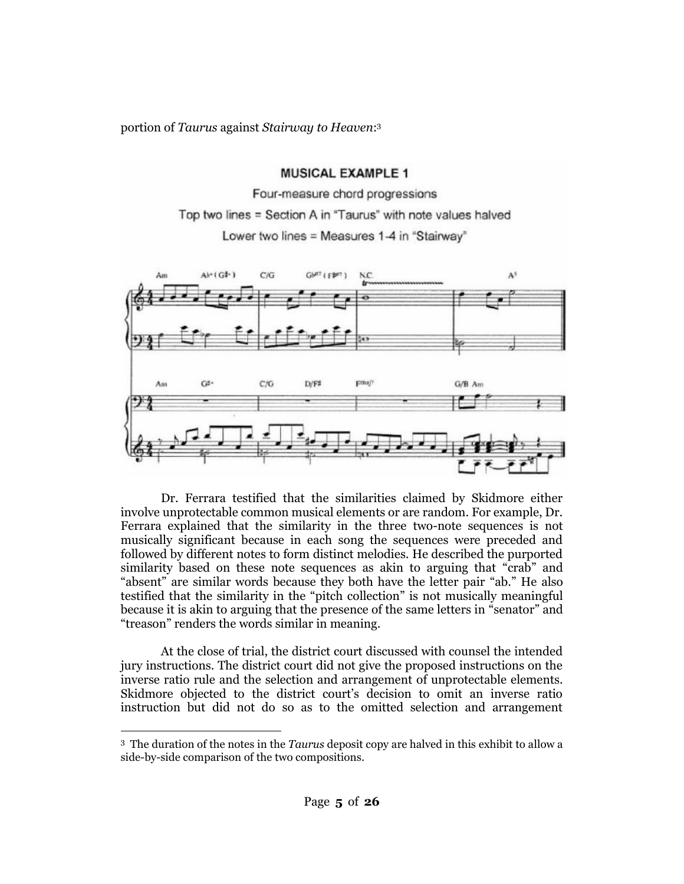portion of *Taurus* against *Stairway to Heaven*:[3]

**MUSICAL EXAMPLE 1**

Four-measure chord progressions

Top two lines = Section A in "Taurus" with note values halved

Lower two lines = Measures 1-4 in "Stairway"

Dr. Ferrara testified that the similarities claimed by Skidmore either involve unprotectable common musical elements or are random. For example, Dr. Ferrara explained that the similarity in the three two-note sequences is not musically significant because in each song the sequences were preceded and followed by different notes to form distinct melodies. He described the purported similarity based on these note sequences as akin to arguing that "crab" and "absent" are similar words because they both have the letter pair "ab." He also testified that the similarity in the "pitch collection" is not musically meaningful because it is akin to arguing that the presence of the same letters in "senator" and "treason" renders the words similar in meaning.

At the close of trial, the district court discussed with counsel the intended jury instructions. The district court did not give the proposed instructions on the inverse ratio rule and the selection and arrangement of unprotectable elements. Skidmore objected to the district court's decision to omit an inverse ratio instruction but did not do so as to the omitted selection and arrangement

---

[3] The duration of the notes in the *Taurus* deposit copy are halved in this exhibit to allow a side-by-side comparison of the two compositions.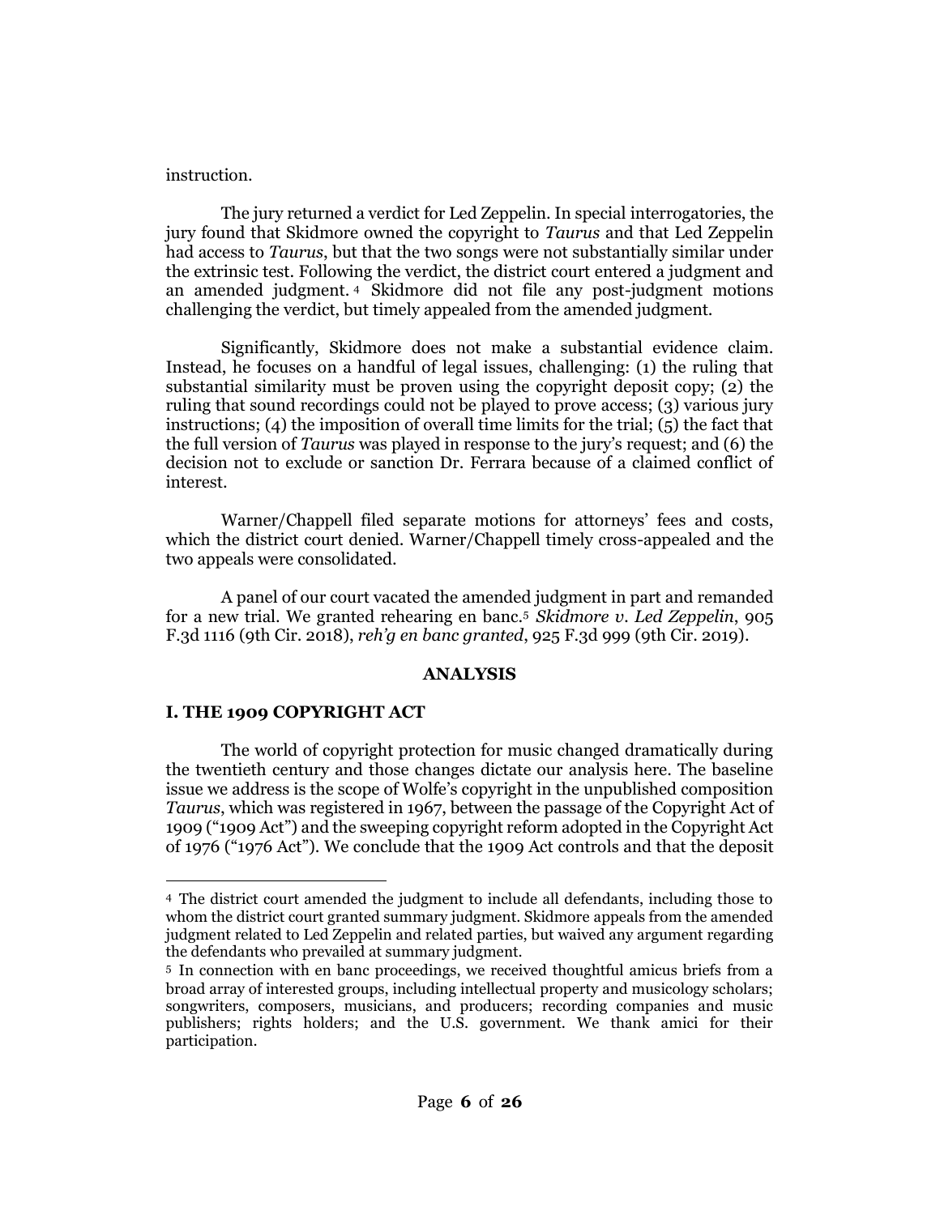instruction.

The jury returned a verdict for Led Zeppelin. In special interrogatories, the jury found that Skidmore owned the copyright to *Taurus* and that Led Zeppelin had access to *Taurus*, but that the two songs were not substantially similar under the extrinsic test. Following the verdict, the district court entered a judgment and an amended judgment.[4] Skidmore did not file any post-judgment motions challenging the verdict, but timely appealed from the amended judgment.

Significantly, Skidmore does not make a substantial evidence claim. Instead, he focuses on a handful of legal issues, challenging: (1) the ruling that substantial similarity must be proven using the copyright deposit copy; (2) the ruling that sound recordings could not be played to prove access; (3) various jury instructions; (4) the imposition of overall time limits for the trial; (5) the fact that the full version of *Taurus* was played in response to the jury's request; and (6) the decision not to exclude or sanction Dr. Ferrara because of a claimed conflict of interest.

Warner/Chappell filed separate motions for attorneys' fees and costs, which the district court denied. Warner/Chappell timely cross-appealed and the two appeals were consolidated.

A panel of our court vacated the amended judgment in part and remanded for a new trial. We granted rehearing en banc.[5] *Skidmore v. Led Zeppelin*, 905 F.3d 1116 (9th Cir. 2018), *reh'g en banc granted*, 925 F.3d 999 (9th Cir. 2019).

## ANALYSIS

### I. THE 1909 COPYRIGHT ACT

The world of copyright protection for music changed dramatically during the twentieth century and those changes dictate our analysis here. The baseline issue we address is the scope of Wolfe's copyright in the unpublished composition *Taurus*, which was registered in 1967, between the passage of the Copyright Act of 1909 ("1909 Act") and the sweeping copyright reform adopted in the Copyright Act of 1976 ("1976 Act"). We conclude that the 1909 Act controls and that the deposit

---

[4] The district court amended the judgment to include all defendants, including those to whom the district court granted summary judgment. Skidmore appeals from the amended judgment related to Led Zeppelin and related parties, but waived any argument regarding the defendants who prevailed at summary judgment.

[5] In connection with en banc proceedings, we received thoughtful amicus briefs from a broad array of interested groups, including intellectual property and musicology scholars; songwriters, composers, musicians, and producers; recording companies and music publishers; rights holders; and the U.S. government. We thank amici for their participation.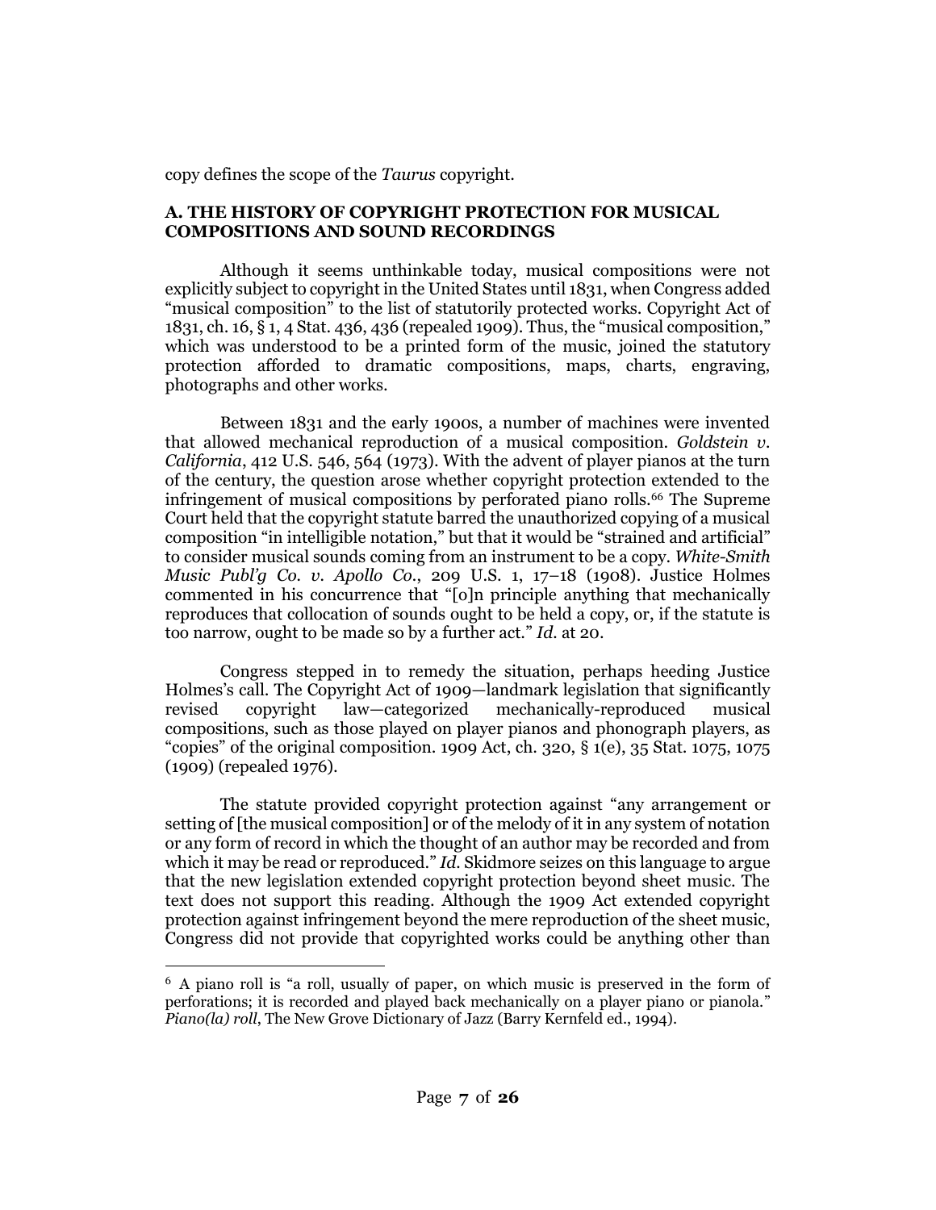copy defines the scope of the *Taurus* copyright.

### A. THE HISTORY OF COPYRIGHT PROTECTION FOR MUSICAL COMPOSITIONS AND SOUND RECORDINGS

Although it seems unthinkable today, musical compositions were not explicitly subject to copyright in the United States until 1831, when Congress added "musical composition" to the list of statutorily protected works. Copyright Act of 1831, ch. 16, § 1, 4 Stat. 436, 436 (repealed 1909). Thus, the "musical composition," which was understood to be a printed form of the music, joined the statutory protection afforded to dramatic compositions, maps, charts, engraving, photographs and other works.

Between 1831 and the early 1900s, a number of machines were invented that allowed mechanical reproduction of a musical composition. *Goldstein v. California*, 412 U.S. 546, 564 (1973). With the advent of player pianos at the turn of the century, the question arose whether copyright protection extended to the infringement of musical compositions by perforated piano rolls.[6] The Supreme Court held that the copyright statute barred the unauthorized copying of a musical composition "in intelligible notation," but that it would be "strained and artificial" to consider musical sounds coming from an instrument to be a copy. *White-Smith Music Publ'g Co. v. Apollo Co.*, 209 U.S. 1, 17–18 (1908). Justice Holmes commented in his concurrence that "[o]n principle anything that mechanically reproduces that collocation of sounds ought to be held a copy, or, if the statute is too narrow, ought to be made so by a further act." *Id.* at 20.

Congress stepped in to remedy the situation, perhaps heeding Justice Holmes's call. The Copyright Act of 1909—landmark legislation that significantly revised copyright law—categorized mechanically-reproduced musical compositions, such as those played on player pianos and phonograph players, as "copies" of the original composition. 1909 Act, ch. 320, § 1(e), 35 Stat. 1075, 1075 (1909) (repealed 1976).

The statute provided copyright protection against "any arrangement or setting of [the musical composition] or of the melody of it in any system of notation or any form of record in which the thought of an author may be recorded and from which it may be read or reproduced." *Id.* Skidmore seizes on this language to argue that the new legislation extended copyright protection beyond sheet music. The text does not support this reading. Although the 1909 Act extended copyright protection against infringement beyond the mere reproduction of the sheet music, Congress did not provide that copyrighted works could be anything other than

---

[6] A piano roll is "a roll, usually of paper, on which music is preserved in the form of perforations; it is recorded and played back mechanically on a player piano or pianola." *Piano(la) roll*, The New Grove Dictionary of Jazz (Barry Kernfeld ed., 1994).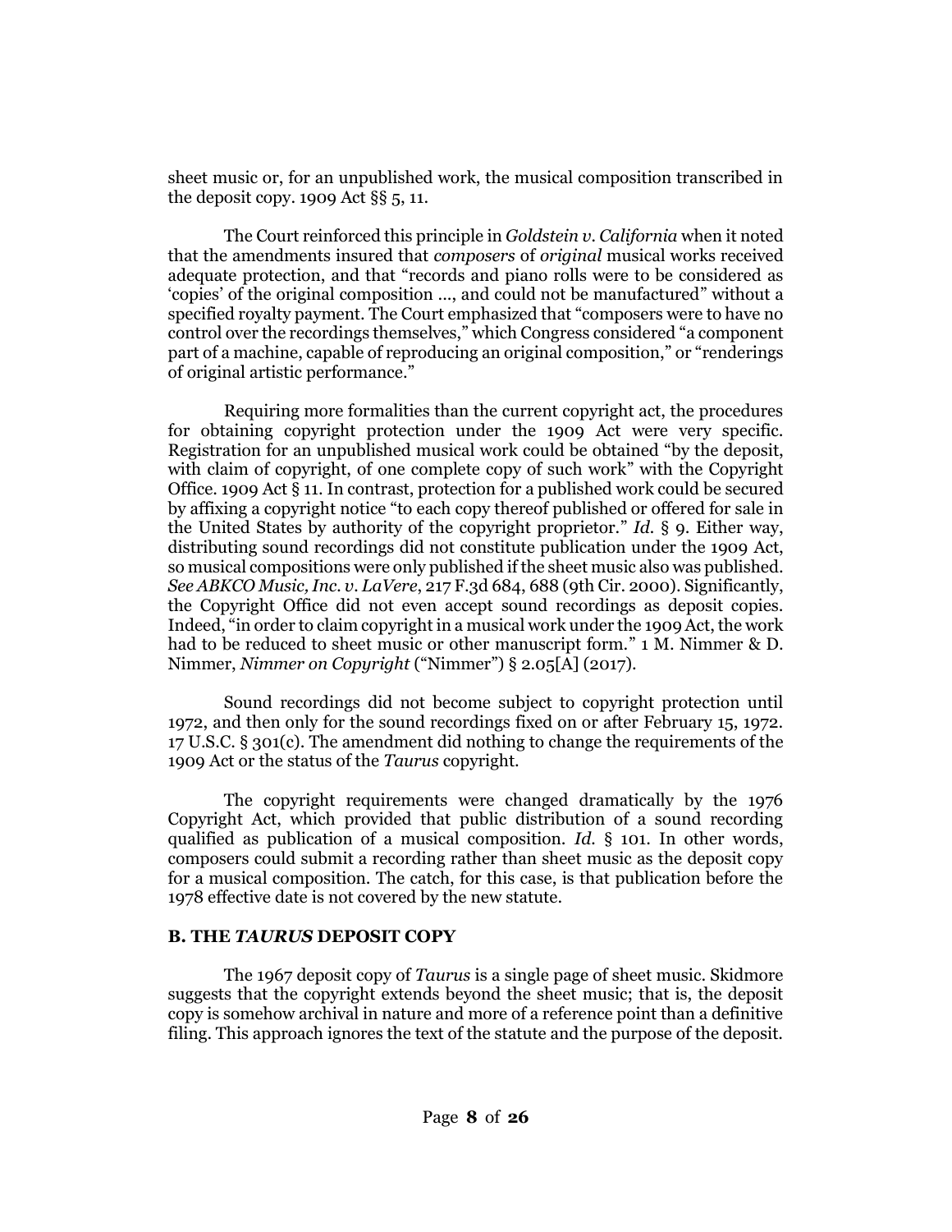sheet music or, for an unpublished work, the musical composition transcribed in the deposit copy. 1909 Act §§ 5, 11.

The Court reinforced this principle in *Goldstein v. California* when it noted that the amendments insured that *composers* of *original* musical works received adequate protection, and that "records and piano rolls were to be considered as 'copies' of the original composition ..., and could not be manufactured" without a specified royalty payment. The Court emphasized that "composers were to have no control over the recordings themselves," which Congress considered "a component part of a machine, capable of reproducing an original composition," or "renderings of original artistic performance."

Requiring more formalities than the current copyright act, the procedures for obtaining copyright protection under the 1909 Act were very specific. Registration for an unpublished musical work could be obtained "by the deposit, with claim of copyright, of one complete copy of such work" with the Copyright Office. 1909 Act § 11. In contrast, protection for a published work could be secured by affixing a copyright notice "to each copy thereof published or offered for sale in the United States by authority of the copyright proprietor." *Id.* § 9. Either way, distributing sound recordings did not constitute publication under the 1909 Act, so musical compositions were only published if the sheet music also was published. *See ABKCO Music, Inc. v. LaVere*, 217 F.3d 684, 688 (9th Cir. 2000). Significantly, the Copyright Office did not even accept sound recordings as deposit copies. Indeed, "in order to claim copyright in a musical work under the 1909 Act, the work had to be reduced to sheet music or other manuscript form." 1 M. Nimmer & D. Nimmer, *Nimmer on Copyright* ("Nimmer") § 2.05[A] (2017).

Sound recordings did not become subject to copyright protection until 1972, and then only for the sound recordings fixed on or after February 15, 1972. 17 U.S.C. § 301(c). The amendment did nothing to change the requirements of the 1909 Act or the status of the *Taurus* copyright.

The copyright requirements were changed dramatically by the 1976 Copyright Act, which provided that public distribution of a sound recording qualified as publication of a musical composition. *Id.* § 101. In other words, composers could submit a recording rather than sheet music as the deposit copy for a musical composition. The catch, for this case, is that publication before the 1978 effective date is not covered by the new statute.

### B. THE *TAURUS* DEPOSIT COPY

The 1967 deposit copy of *Taurus* is a single page of sheet music. Skidmore suggests that the copyright extends beyond the sheet music; that is, the deposit copy is somehow archival in nature and more of a reference point than a definitive filing. This approach ignores the text of the statute and the purpose of the deposit.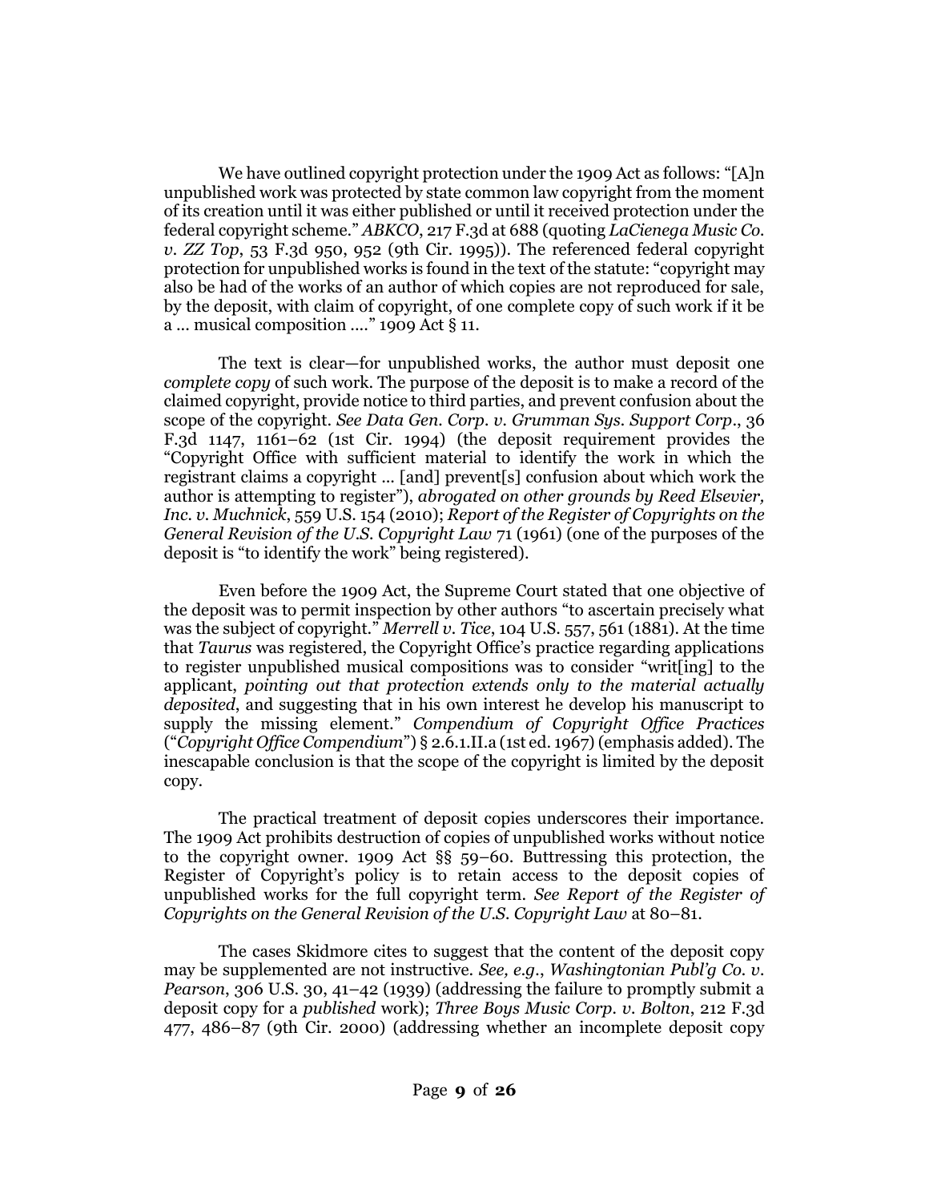We have outlined copyright protection under the 1909 Act as follows: "[A]n unpublished work was protected by state common law copyright from the moment of its creation until it was either published or until it received protection under the federal copyright scheme." *ABKCO*, 217 F.3d at 688 (quoting *LaCienega Music Co. v. ZZ Top*, 53 F.3d 950, 952 (9th Cir. 1995)). The referenced federal copyright protection for unpublished works is found in the text of the statute: "copyright may also be had of the works of an author of which copies are not reproduced for sale, by the deposit, with claim of copyright, of one complete copy of such work if it be a ... musical composition ...." 1909 Act § 11.

The text is clear—for unpublished works, the author must deposit one *complete copy* of such work. The purpose of the deposit is to make a record of the claimed copyright, provide notice to third parties, and prevent confusion about the scope of the copyright. *See Data Gen. Corp. v. Grumman Sys. Support Corp.*, 36 F.3d 1147, 1161–62 (1st Cir. 1994) (the deposit requirement provides the "Copyright Office with sufficient material to identify the work in which the registrant claims a copyright ... [and] prevent[s] confusion about which work the author is attempting to register"), *abrogated on other grounds by Reed Elsevier, Inc. v. Muchnick*, 559 U.S. 154 (2010); *Report of the Register of Copyrights on the General Revision of the U.S. Copyright Law* 71 (1961) (one of the purposes of the deposit is "to identify the work" being registered).

Even before the 1909 Act, the Supreme Court stated that one objective of the deposit was to permit inspection by other authors "to ascertain precisely what was the subject of copyright." *Merrell v. Tice*, 104 U.S. 557, 561 (1881). At the time that *Taurus* was registered, the Copyright Office's practice regarding applications to register unpublished musical compositions was to consider "writ[ing] to the applicant, *pointing out that protection extends only to the material actually deposited*, and suggesting that in his own interest he develop his manuscript to supply the missing element." *Compendium of Copyright Office Practices* ("*Copyright Office Compendium*") § 2.6.1.II.a (1st ed. 1967) (emphasis added). The inescapable conclusion is that the scope of the copyright is limited by the deposit copy.

The practical treatment of deposit copies underscores their importance. The 1909 Act prohibits destruction of copies of unpublished works without notice to the copyright owner. 1909 Act §§ 59–60. Buttressing this protection, the Register of Copyright's policy is to retain access to the deposit copies of unpublished works for the full copyright term. *See Report of the Register of Copyrights on the General Revision of the U.S. Copyright Law* at 80–81.

The cases Skidmore cites to suggest that the content of the deposit copy may be supplemented are not instructive. *See, e.g.*, *Washingtonian Publ'g Co. v. Pearson*, 306 U.S. 30, 41–42 (1939) (addressing the failure to promptly submit a deposit copy for a *published* work); *Three Boys Music Corp. v. Bolton*, 212 F.3d 477, 486–87 (9th Cir. 2000) (addressing whether an incomplete deposit copy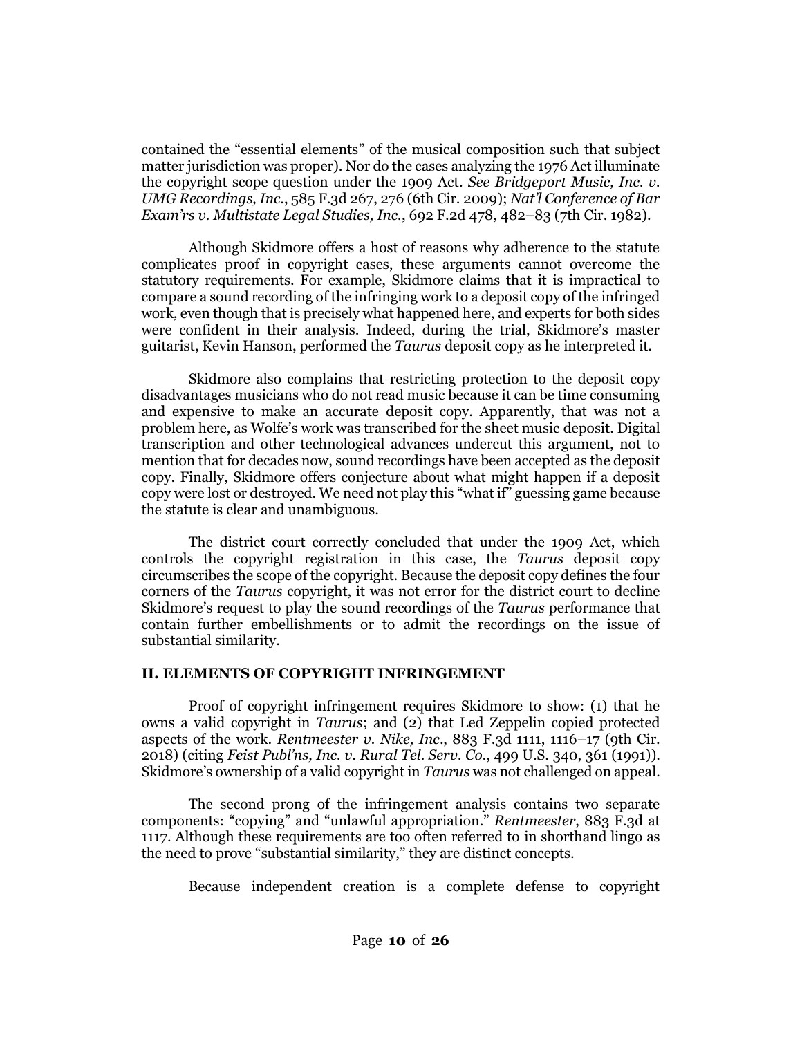contained the "essential elements" of the musical composition such that subject matter jurisdiction was proper). Nor do the cases analyzing the 1976 Act illuminate the copyright scope question under the 1909 Act. *See Bridgeport Music, Inc. v. UMG Recordings, Inc.*, 585 F.3d 267, 276 (6th Cir. 2009); *Nat'l Conference of Bar Exam'rs v. Multistate Legal Studies, Inc.*, 692 F.2d 478, 482–83 (7th Cir. 1982).

Although Skidmore offers a host of reasons why adherence to the statute complicates proof in copyright cases, these arguments cannot overcome the statutory requirements. For example, Skidmore claims that it is impractical to compare a sound recording of the infringing work to a deposit copy of the infringed work, even though that is precisely what happened here, and experts for both sides were confident in their analysis. Indeed, during the trial, Skidmore's master guitarist, Kevin Hanson, performed the *Taurus* deposit copy as he interpreted it.

Skidmore also complains that restricting protection to the deposit copy disadvantages musicians who do not read music because it can be time consuming and expensive to make an accurate deposit copy. Apparently, that was not a problem here, as Wolfe's work was transcribed for the sheet music deposit. Digital transcription and other technological advances undercut this argument, not to mention that for decades now, sound recordings have been accepted as the deposit copy. Finally, Skidmore offers conjecture about what might happen if a deposit copy were lost or destroyed. We need not play this "what if" guessing game because the statute is clear and unambiguous.

The district court correctly concluded that under the 1909 Act, which controls the copyright registration in this case, the *Taurus* deposit copy circumscribes the scope of the copyright. Because the deposit copy defines the four corners of the *Taurus* copyright, it was not error for the district court to decline Skidmore's request to play the sound recordings of the *Taurus* performance that contain further embellishments or to admit the recordings on the issue of substantial similarity.

## II. ELEMENTS OF COPYRIGHT INFRINGEMENT

Proof of copyright infringement requires Skidmore to show: (1) that he owns a valid copyright in *Taurus*; and (2) that Led Zeppelin copied protected aspects of the work. *Rentmeester v. Nike, Inc.*, 883 F.3d 1111, 1116–17 (9th Cir. 2018) (citing *Feist Publ'ns, Inc. v. Rural Tel. Serv. Co.*, 499 U.S. 340, 361 (1991)). Skidmore's ownership of a valid copyright in *Taurus* was not challenged on appeal.

The second prong of the infringement analysis contains two separate components: "copying" and "unlawful appropriation." *Rentmeester*, 883 F.3d at 1117. Although these requirements are too often referred to in shorthand lingo as the need to prove "substantial similarity," they are distinct concepts.

Because independent creation is a complete defense to copyright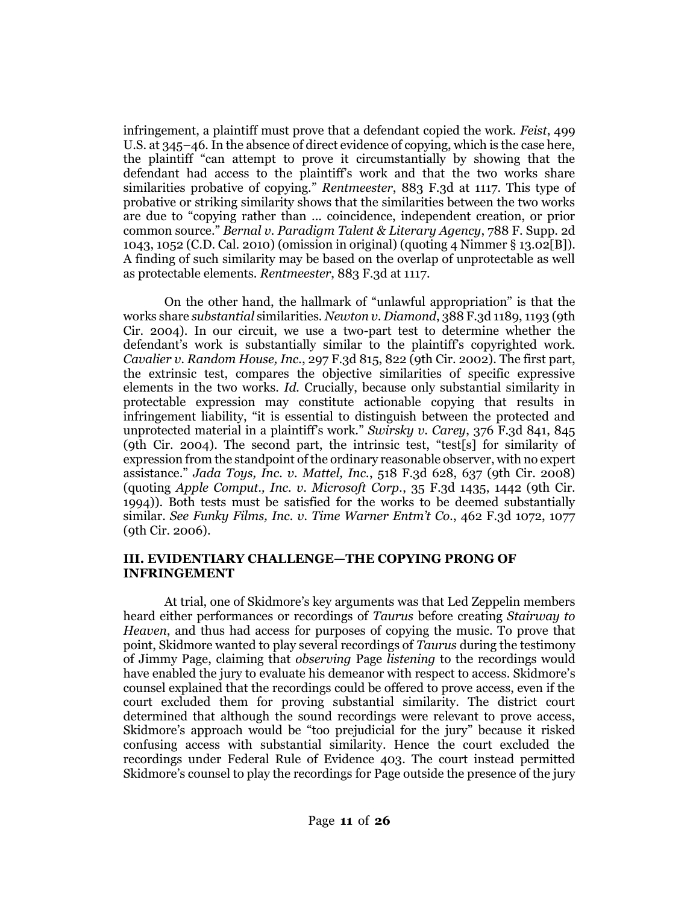infringement, a plaintiff must prove that a defendant copied the work. *Feist*, 499 U.S. at 345–46. In the absence of direct evidence of copying, which is the case here, the plaintiff "can attempt to prove it circumstantially by showing that the defendant had access to the plaintiff's work and that the two works share similarities probative of copying." *Rentmeester*, 883 F.3d at 1117. This type of probative or striking similarity shows that the similarities between the two works are due to "copying rather than ... coincidence, independent creation, or prior common source." *Bernal v. Paradigm Talent & Literary Agency*, 788 F. Supp. 2d 1043, 1052 (C.D. Cal. 2010) (omission in original) (quoting 4 Nimmer § 13.02[B]). A finding of such similarity may be based on the overlap of unprotectable as well as protectable elements. *Rentmeester*, 883 F.3d at 1117.

On the other hand, the hallmark of "unlawful appropriation" is that the works share *substantial* similarities. *Newton v. Diamond*, 388 F.3d 1189, 1193 (9th Cir. 2004). In our circuit, we use a two-part test to determine whether the defendant's work is substantially similar to the plaintiff's copyrighted work. *Cavalier v. Random House, Inc.*, 297 F.3d 815, 822 (9th Cir. 2002). The first part, the extrinsic test, compares the objective similarities of specific expressive elements in the two works. *Id.* Crucially, because only substantial similarity in protectable expression may constitute actionable copying that results in infringement liability, "it is essential to distinguish between the protected and unprotected material in a plaintiff's work." *Swirsky v. Carey*, 376 F.3d 841, 845 (9th Cir. 2004). The second part, the intrinsic test, "test[s] for similarity of expression from the standpoint of the ordinary reasonable observer, with no expert assistance." *Jada Toys, Inc. v. Mattel, Inc.*, 518 F.3d 628, 637 (9th Cir. 2008) (quoting *Apple Comput., Inc. v. Microsoft Corp.*, 35 F.3d 1435, 1442 (9th Cir. 1994)). Both tests must be satisfied for the works to be deemed substantially similar. *See Funky Films, Inc. v. Time Warner Entm't Co.*, 462 F.3d 1072, 1077 (9th Cir. 2006).

## III. EVIDENTIARY CHALLENGE—THE COPYING PRONG OF INFRINGEMENT

At trial, one of Skidmore's key arguments was that Led Zeppelin members heard either performances or recordings of *Taurus* before creating *Stairway to Heaven*, and thus had access for purposes of copying the music. To prove that point, Skidmore wanted to play several recordings of *Taurus* during the testimony of Jimmy Page, claiming that *observing* Page *listening* to the recordings would have enabled the jury to evaluate his demeanor with respect to access. Skidmore's counsel explained that the recordings could be offered to prove access, even if the court excluded them for proving substantial similarity. The district court determined that although the sound recordings were relevant to prove access, Skidmore's approach would be "too prejudicial for the jury" because it risked confusing access with substantial similarity. Hence the court excluded the recordings under Federal Rule of Evidence 403. The court instead permitted Skidmore's counsel to play the recordings for Page outside the presence of the jury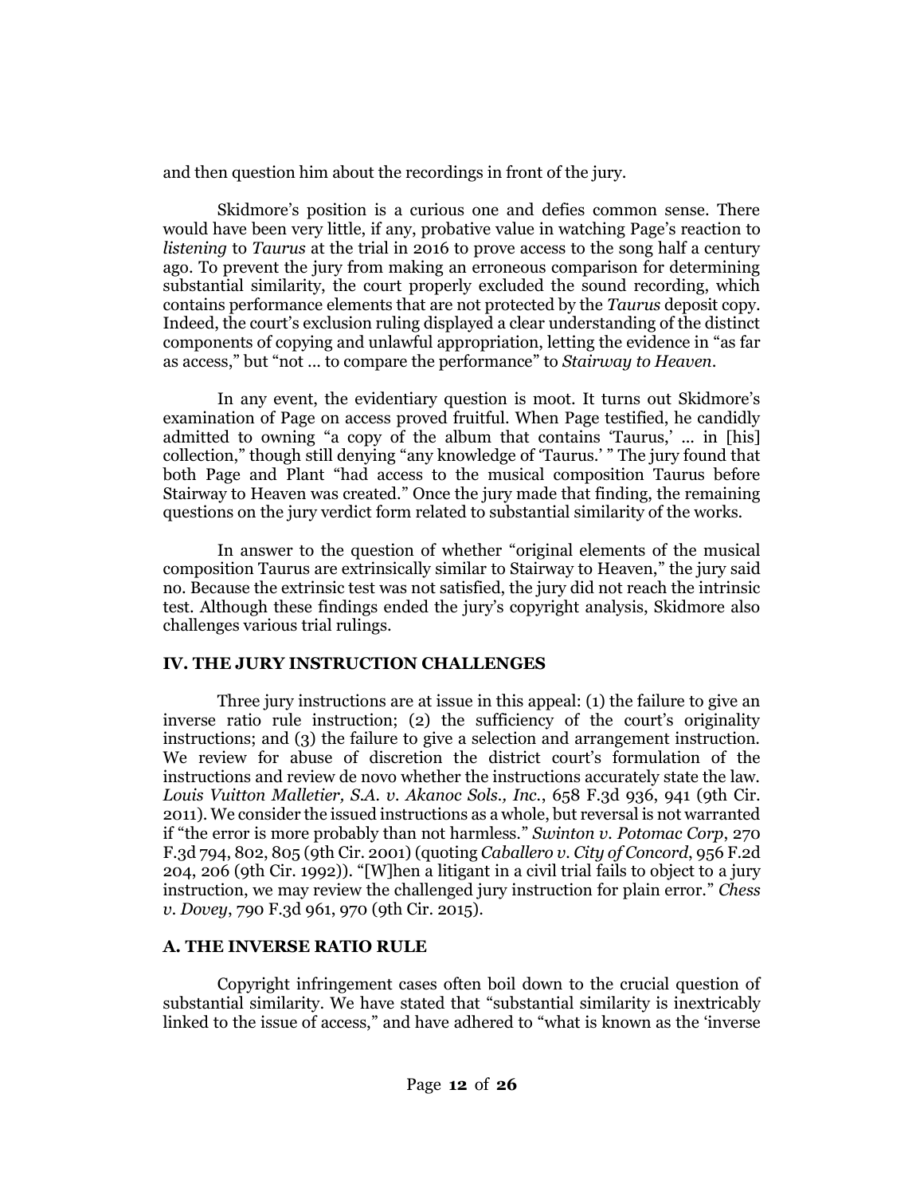and then question him about the recordings in front of the jury.

Skidmore's position is a curious one and defies common sense. There would have been very little, if any, probative value in watching Page's reaction to *listening* to *Taurus* at the trial in 2016 to prove access to the song half a century ago. To prevent the jury from making an erroneous comparison for determining substantial similarity, the court properly excluded the sound recording, which contains performance elements that are not protected by the *Taurus* deposit copy. Indeed, the court's exclusion ruling displayed a clear understanding of the distinct components of copying and unlawful appropriation, letting the evidence in "as far as access," but "not ... to compare the performance" to *Stairway to Heaven*.

In any event, the evidentiary question is moot. It turns out Skidmore's examination of Page on access proved fruitful. When Page testified, he candidly admitted to owning "a copy of the album that contains 'Taurus,' ... in [his] collection," though still denying "any knowledge of 'Taurus.' " The jury found that both Page and Plant "had access to the musical composition Taurus before Stairway to Heaven was created." Once the jury made that finding, the remaining questions on the jury verdict form related to substantial similarity of the works.

In answer to the question of whether "original elements of the musical composition Taurus are extrinsically similar to Stairway to Heaven," the jury said no. Because the extrinsic test was not satisfied, the jury did not reach the intrinsic test. Although these findings ended the jury's copyright analysis, Skidmore also challenges various trial rulings.

## IV. THE JURY INSTRUCTION CHALLENGES

Three jury instructions are at issue in this appeal: (1) the failure to give an inverse ratio rule instruction; (2) the sufficiency of the court's originality instructions; and (3) the failure to give a selection and arrangement instruction. We review for abuse of discretion the district court's formulation of the instructions and review de novo whether the instructions accurately state the law. *Louis Vuitton Malletier, S.A. v. Akanoc Sols., Inc.*, 658 F.3d 936, 941 (9th Cir. 2011). We consider the issued instructions as a whole, but reversal is not warranted if "the error is more probably than not harmless." *Swinton v. Potomac Corp*, 270 F.3d 794, 802, 805 (9th Cir. 2001) (quoting *Caballero v. City of Concord*, 956 F.2d 204, 206 (9th Cir. 1992)). "[W]hen a litigant in a civil trial fails to object to a jury instruction, we may review the challenged jury instruction for plain error." *Chess v. Dovey*, 790 F.3d 961, 970 (9th Cir. 2015).

### A. THE INVERSE RATIO RULE

Copyright infringement cases often boil down to the crucial question of substantial similarity. We have stated that "substantial similarity is inextricably linked to the issue of access," and have adhered to "what is known as the 'inverse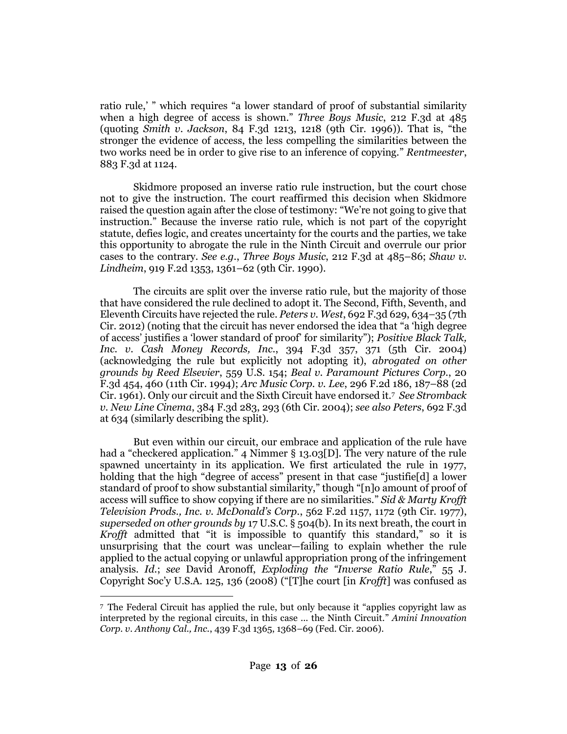ratio rule,' " which requires "a lower standard of proof of substantial similarity when a high degree of access is shown." *Three Boys Music*, 212 F.3d at 485 (quoting *Smith v. Jackson*, 84 F.3d 1213, 1218 (9th Cir. 1996)). That is, "the stronger the evidence of access, the less compelling the similarities between the two works need be in order to give rise to an inference of copying." *Rentmeester*, 883 F.3d at 1124.

Skidmore proposed an inverse ratio rule instruction, but the court chose not to give the instruction. The court reaffirmed this decision when Skidmore raised the question again after the close of testimony: "We're not going to give that instruction." Because the inverse ratio rule, which is not part of the copyright statute, defies logic, and creates uncertainty for the courts and the parties, we take this opportunity to abrogate the rule in the Ninth Circuit and overrule our prior cases to the contrary. *See e.g.*, *Three Boys Music*, 212 F.3d at 485–86; *Shaw v. Lindheim*, 919 F.2d 1353, 1361–62 (9th Cir. 1990).

The circuits are split over the inverse ratio rule, but the majority of those that have considered the rule declined to adopt it. The Second, Fifth, Seventh, and Eleventh Circuits have rejected the rule. *Peters v. West*, 692 F.3d 629, 634–35 (7th Cir. 2012) (noting that the circuit has never endorsed the idea that "a 'high degree of access' justifies a 'lower standard of proof' for similarity"); *Positive Black Talk, Inc. v. Cash Money Records, Inc.*, 394 F.3d 357, 371 (5th Cir. 2004) (acknowledging the rule but explicitly not adopting it), *abrogated on other grounds by Reed Elsevier*, 559 U.S. 154; *Beal v. Paramount Pictures Corp.*, 20 F.3d 454, 460 (11th Cir. 1994); *Arc Music Corp. v. Lee*, 296 F.2d 186, 187–88 (2d Cir. 1961). Only our circuit and the Sixth Circuit have endorsed it.[7] *See Stromback v. New Line Cinema*, 384 F.3d 283, 293 (6th Cir. 2004); *see also Peters*, 692 F.3d at 634 (similarly describing the split).

But even within our circuit, our embrace and application of the rule have had a "checkered application." 4 Nimmer § 13.03[D]. The very nature of the rule spawned uncertainty in its application. We first articulated the rule in 1977, holding that the high "degree of access" present in that case "justifie[d] a lower standard of proof to show substantial similarity," though "[n]o amount of proof of access will suffice to show copying if there are no similarities." *Sid & Marty Krofft Television Prods., Inc. v. McDonald's Corp.*, 562 F.2d 1157, 1172 (9th Cir. 1977), *superseded on other grounds by* 17 U.S.C. § 504(b). In its next breath, the court in *Krofft* admitted that "it is impossible to quantify this standard," so it is unsurprising that the court was unclear—failing to explain whether the rule applied to the actual copying or unlawful appropriation prong of the infringement analysis. *Id.*; *see* David Aronoff, *Exploding the "Inverse Ratio Rule*," 55 J. Copyright Soc'y U.S.A. 125, 136 (2008) ("[T]he court [in *Krofft*] was confused as

[7] The Federal Circuit has applied the rule, but only because it "applies copyright law as interpreted by the regional circuits, in this case … the Ninth Circuit." *Amini Innovation Corp. v. Anthony Cal., Inc.*, 439 F.3d 1365, 1368–69 (Fed. Cir. 2006).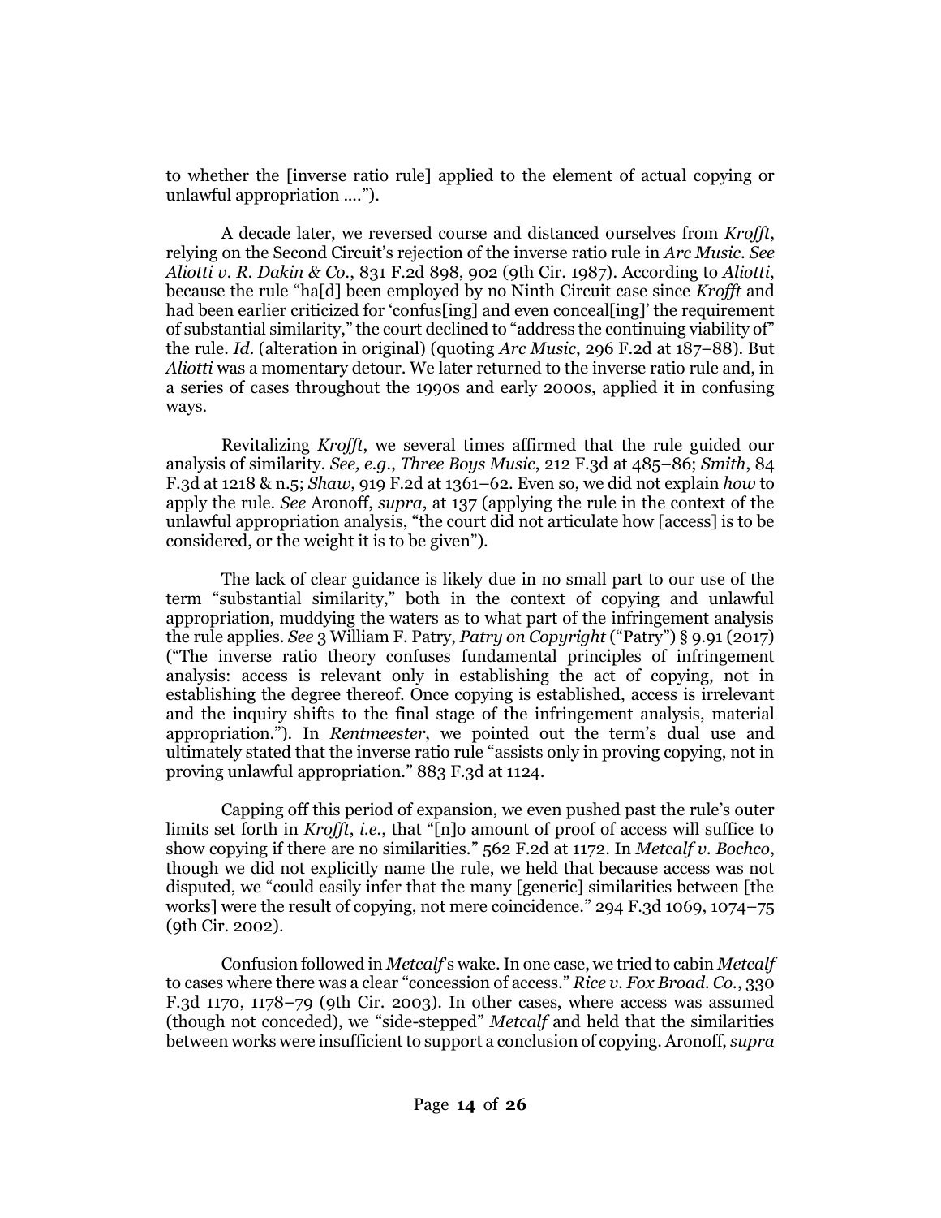to whether the [inverse ratio rule] applied to the element of actual copying or unlawful appropriation ….").

A decade later, we reversed course and distanced ourselves from *Krofft*, relying on the Second Circuit's rejection of the inverse ratio rule in *Arc Music*. *See Aliotti v. R. Dakin & Co.*, 831 F.2d 898, 902 (9th Cir. 1987). According to *Aliotti*, because the rule "ha[d] been employed by no Ninth Circuit case since *Krofft* and had been earlier criticized for 'confus[ing] and even conceal[ing]' the requirement of substantial similarity," the court declined to "address the continuing viability of" the rule. *Id.* (alteration in original) (quoting *Arc Music*, 296 F.2d at 187–88). But *Aliotti* was a momentary detour. We later returned to the inverse ratio rule and, in a series of cases throughout the 1990s and early 2000s, applied it in confusing ways.

Revitalizing *Krofft*, we several times affirmed that the rule guided our analysis of similarity. *See, e.g.*, *Three Boys Music*, 212 F.3d at 485–86; *Smith*, 84 F.3d at 1218 & n.5; *Shaw*, 919 F.2d at 1361–62. Even so, we did not explain *how* to apply the rule. *See* Aronoff, *supra*, at 137 (applying the rule in the context of the unlawful appropriation analysis, "the court did not articulate how [access] is to be considered, or the weight it is to be given").

The lack of clear guidance is likely due in no small part to our use of the term "substantial similarity," both in the context of copying and unlawful appropriation, muddying the waters as to what part of the infringement analysis the rule applies. *See* 3 William F. Patry, *Patry on Copyright* ("Patry") § 9.91 (2017) ("The inverse ratio theory confuses fundamental principles of infringement analysis: access is relevant only in establishing the act of copying, not in establishing the degree thereof. Once copying is established, access is irrelevant and the inquiry shifts to the final stage of the infringement analysis, material appropriation."). In *Rentmeester*, we pointed out the term's dual use and ultimately stated that the inverse ratio rule "assists only in proving copying, not in proving unlawful appropriation." 883 F.3d at 1124.

Capping off this period of expansion, we even pushed past the rule's outer limits set forth in *Krofft*, *i.e.*, that "[n]o amount of proof of access will suffice to show copying if there are no similarities." 562 F.2d at 1172. In *Metcalf v. Bochco*, though we did not explicitly name the rule, we held that because access was not disputed, we "could easily infer that the many [generic] similarities between [the works] were the result of copying, not mere coincidence." 294 F.3d 1069, 1074–75 (9th Cir. 2002).

Confusion followed in *Metcalf*'s wake. In one case, we tried to cabin *Metcalf* to cases where there was a clear "concession of access." *Rice v. Fox Broad. Co.*, 330 F.3d 1170, 1178–79 (9th Cir. 2003). In other cases, where access was assumed (though not conceded), we "side-stepped" *Metcalf* and held that the similarities between works were insufficient to support a conclusion of copying. Aronoff, *supra*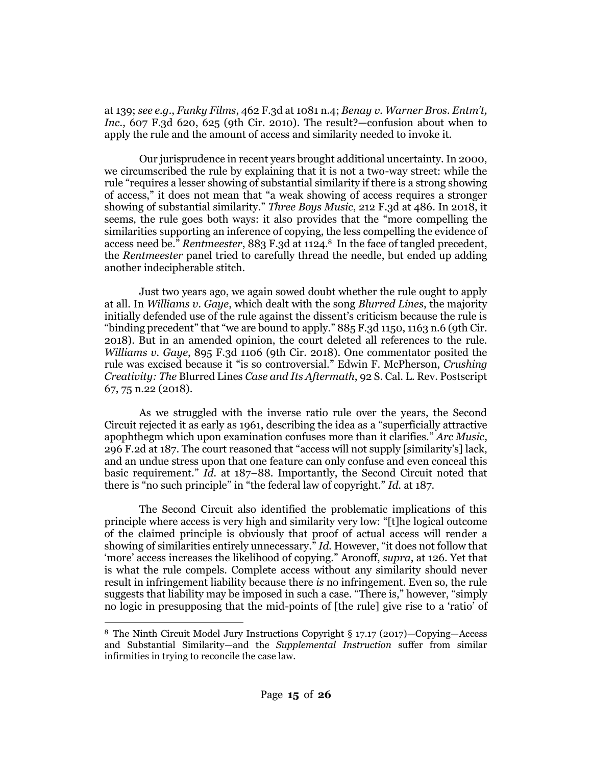at 139; *see e.g.*, *Funky Films*, 462 F.3d at 1081 n.4; *Benay v. Warner Bros. Entm't, Inc.*, 607 F.3d 620, 625 (9th Cir. 2010). The result?—confusion about when to apply the rule and the amount of access and similarity needed to invoke it.

Our jurisprudence in recent years brought additional uncertainty. In 2000, we circumscribed the rule by explaining that it is not a two-way street: while the rule "requires a lesser showing of substantial similarity if there is a strong showing of access," it does not mean that "a weak showing of access requires a stronger showing of substantial similarity." *Three Boys Music*, 212 F.3d at 486. In 2018, it seems, the rule goes both ways: it also provides that the "more compelling the similarities supporting an inference of copying, the less compelling the evidence of access need be." *Rentmeester*, 883 F.3d at 1124.[8] In the face of tangled precedent, the *Rentmeester* panel tried to carefully thread the needle, but ended up adding another indecipherable stitch.

Just two years ago, we again sowed doubt whether the rule ought to apply at all. In *Williams v. Gaye*, which dealt with the song *Blurred Lines*, the majority initially defended use of the rule against the dissent's criticism because the rule is "binding precedent" that "we are bound to apply." 885 F.3d 1150, 1163 n.6 (9th Cir. 2018). But in an amended opinion, the court deleted all references to the rule. *Williams v. Gaye*, 895 F.3d 1106 (9th Cir. 2018). One commentator posited the rule was excised because it "is so controversial." Edwin F. McPherson, *Crushing Creativity: The* Blurred Lines *Case and Its Aftermath*, 92 S. Cal. L. Rev. Postscript 67, 75 n.22 (2018).

As we struggled with the inverse ratio rule over the years, the Second Circuit rejected it as early as 1961, describing the idea as a "superficially attractive apophthegm which upon examination confuses more than it clarifies." *Arc Music*, 296 F.2d at 187. The court reasoned that "access will not supply [similarity's] lack, and an undue stress upon that one feature can only confuse and even conceal this basic requirement." *Id.* at 187–88. Importantly, the Second Circuit noted that there is "no such principle" in "the federal law of copyright." *Id.* at 187.

The Second Circuit also identified the problematic implications of this principle where access is very high and similarity very low: "[t]he logical outcome of the claimed principle is obviously that proof of actual access will render a showing of similarities entirely unnecessary." *Id.* However, "it does not follow that 'more' access increases the likelihood of copying." Aronoff, *supra*, at 126. Yet that is what the rule compels. Complete access without any similarity should never result in infringement liability because there *is* no infringement. Even so, the rule suggests that liability may be imposed in such a case. "There is," however, "simply no logic in presupposing that the mid-points of [the rule] give rise to a 'ratio' of

---

[8] The Ninth Circuit Model Jury Instructions Copyright § 17.17 (2017)—Copying—Access and Substantial Similarity—and the *Supplemental Instruction* suffer from similar infirmities in trying to reconcile the case law.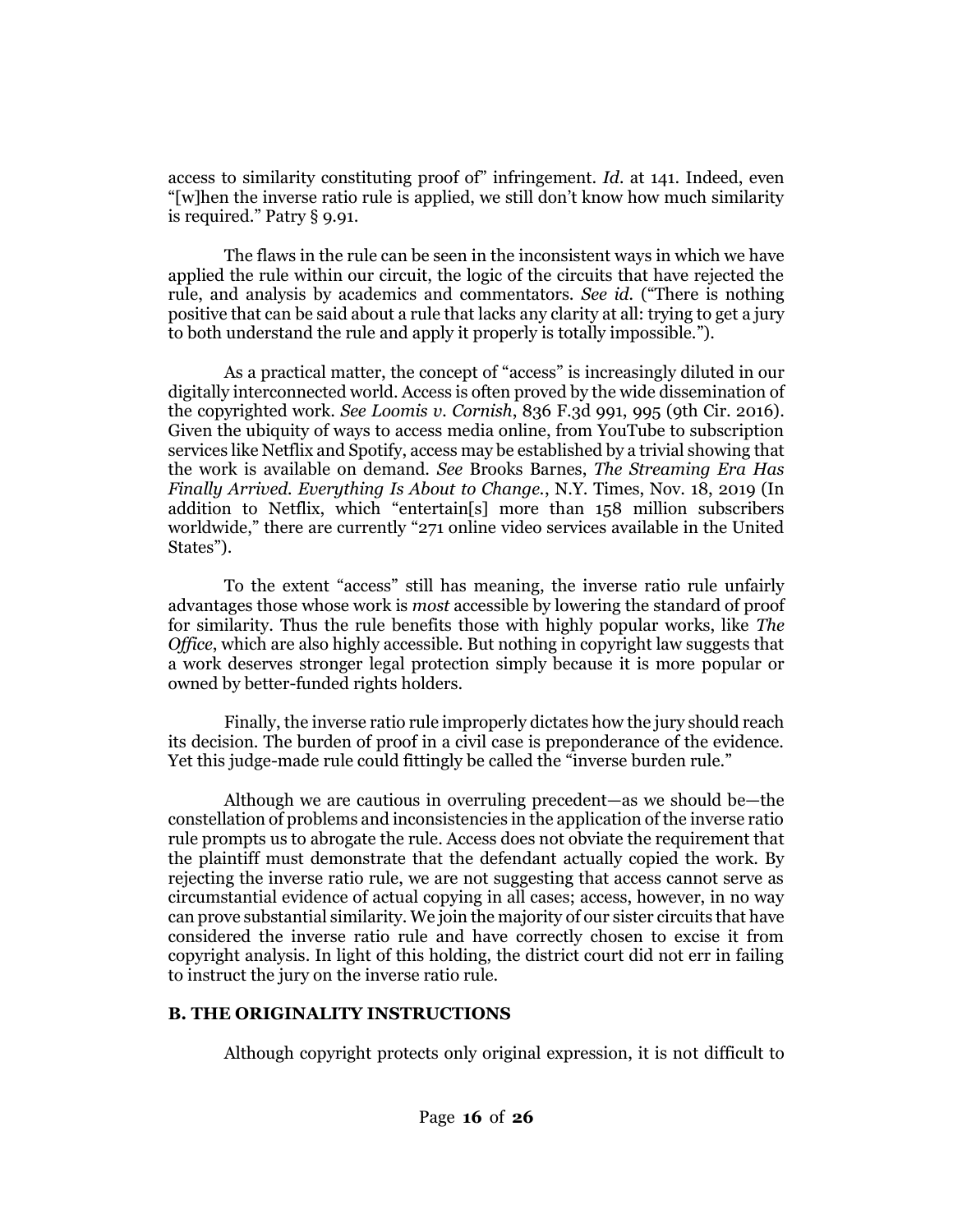access to similarity constituting proof of" infringement. *Id.* at 141. Indeed, even "[w]hen the inverse ratio rule is applied, we still don't know how much similarity is required." Patry § 9.91.

The flaws in the rule can be seen in the inconsistent ways in which we have applied the rule within our circuit, the logic of the circuits that have rejected the rule, and analysis by academics and commentators. *See id.* ("There is nothing positive that can be said about a rule that lacks any clarity at all: trying to get a jury to both understand the rule and apply it properly is totally impossible.").

As a practical matter, the concept of "access" is increasingly diluted in our digitally interconnected world. Access is often proved by the wide dissemination of the copyrighted work. *See Loomis v. Cornish*, 836 F.3d 991, 995 (9th Cir. 2016). Given the ubiquity of ways to access media online, from YouTube to subscription services like Netflix and Spotify, access may be established by a trivial showing that the work is available on demand. *See* Brooks Barnes, *The Streaming Era Has Finally Arrived. Everything Is About to Change.*, N.Y. Times, Nov. 18, 2019 (In addition to Netflix, which "entertain[s] more than 158 million subscribers worldwide," there are currently "271 online video services available in the United States").

To the extent "access" still has meaning, the inverse ratio rule unfairly advantages those whose work is *most* accessible by lowering the standard of proof for similarity. Thus the rule benefits those with highly popular works, like *The Office*, which are also highly accessible. But nothing in copyright law suggests that a work deserves stronger legal protection simply because it is more popular or owned by better-funded rights holders.

Finally, the inverse ratio rule improperly dictates how the jury should reach its decision. The burden of proof in a civil case is preponderance of the evidence. Yet this judge-made rule could fittingly be called the "inverse burden rule."

Although we are cautious in overruling precedent—as we should be—the constellation of problems and inconsistencies in the application of the inverse ratio rule prompts us to abrogate the rule. Access does not obviate the requirement that the plaintiff must demonstrate that the defendant actually copied the work. By rejecting the inverse ratio rule, we are not suggesting that access cannot serve as circumstantial evidence of actual copying in all cases; access, however, in no way can prove substantial similarity. We join the majority of our sister circuits that have considered the inverse ratio rule and have correctly chosen to excise it from copyright analysis. In light of this holding, the district court did not err in failing to instruct the jury on the inverse ratio rule.

### B. THE ORIGINALITY INSTRUCTIONS

Although copyright protects only original expression, it is not difficult to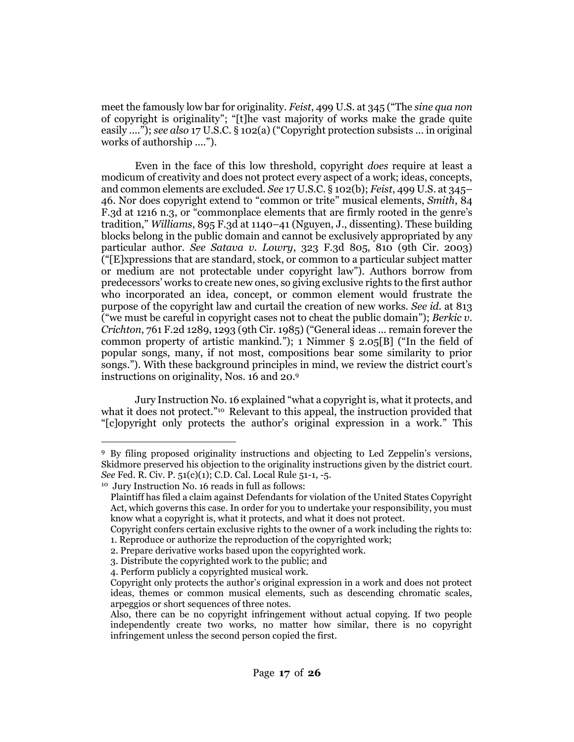meet the famously low bar for originality. *Feist*, 499 U.S. at 345 ("The *sine qua non* of copyright is originality"; "[t]he vast majority of works make the grade quite easily ...."); *see also* 17 U.S.C. § 102(a) ("Copyright protection subsists ... in original works of authorship ....").

Even in the face of this low threshold, copyright *does* require at least a modicum of creativity and does not protect every aspect of a work; ideas, concepts, and common elements are excluded. *See* 17 U.S.C. § 102(b); *Feist*, 499 U.S. at 345–46. Nor does copyright extend to "common or trite" musical elements, *Smith*, 84 F.3d at 1216 n.3, or "commonplace elements that are firmly rooted in the genre's tradition," *Williams*, 895 F.3d at 1140–41 (Nguyen, J., dissenting). These building blocks belong in the public domain and cannot be exclusively appropriated by any particular author. *See Satava v. Lowry*, 323 F.3d 805, 810 (9th Cir. 2003) ("[E]xpressions that are standard, stock, or common to a particular subject matter or medium are not protectable under copyright law"). Authors borrow from predecessors' works to create new ones, so giving exclusive rights to the first author who incorporated an idea, concept, or common element would frustrate the purpose of the copyright law and curtail the creation of new works. *See id.* at 813 ("we must be careful in copyright cases not to cheat the public domain"); *Berkic v. Crichton*, 761 F.2d 1289, 1293 (9th Cir. 1985) ("General ideas ... remain forever the common property of artistic mankind."); 1 Nimmer § 2.05[B] ("In the field of popular songs, many, if not most, compositions bear some similarity to prior songs."). With these background principles in mind, we review the district court's instructions on originality, Nos. 16 and 20.[9]

Jury Instruction No. 16 explained "what a copyright is, what it protects, and what it does not protect."[10] Relevant to this appeal, the instruction provided that "[c]opyright only protects the author's original expression in a work." This

---

[9] By filing proposed originality instructions and objecting to Led Zeppelin's versions, Skidmore preserved his objection to the originality instructions given by the district court. *See* Fed. R. Civ. P. 51(c)(1); C.D. Cal. Local Rule 51-1, -5.

[10] Jury Instruction No. 16 reads in full as follows:

> Plaintiff has filed a claim against Defendants for violation of the United States Copyright Act, which governs this case. In order for you to undertake your responsibility, you must know what a copyright is, what it protects, and what it does not protect.
>
> Copyright confers certain exclusive rights to the owner of a work including the rights to:
> 1. Reproduce or authorize the reproduction of the copyrighted work;
> 2. Prepare derivative works based upon the copyrighted work.
> 3. Distribute the copyrighted work to the public; and
> 4. Perform publicly a copyrighted musical work.
>
> Copyright only protects the author's original expression in a work and does not protect ideas, themes or common musical elements, such as descending chromatic scales, arpeggios or short sequences of three notes.
>
> Also, there can be no copyright infringement without actual copying. If two people independently create two works, no matter how similar, there is no copyright infringement unless the second person copied the first.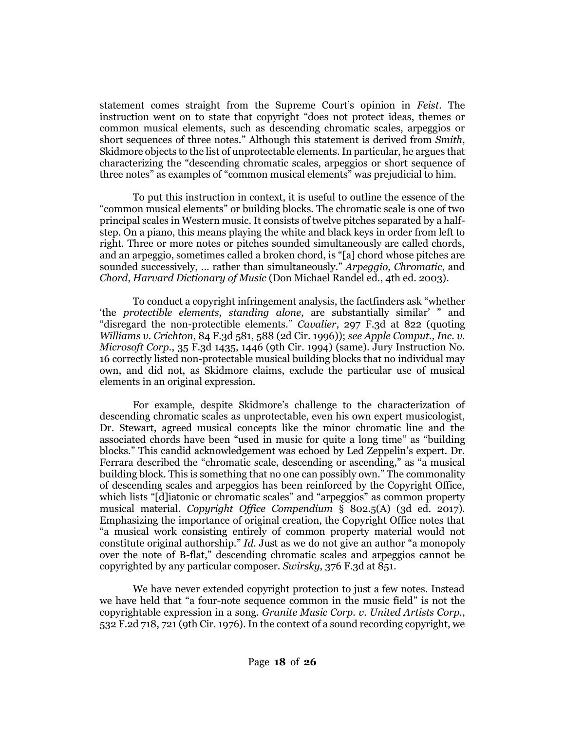statement comes straight from the Supreme Court's opinion in *Feist*. The instruction went on to state that copyright "does not protect ideas, themes or common musical elements, such as descending chromatic scales, arpeggios or short sequences of three notes." Although this statement is derived from *Smith*, Skidmore objects to the list of unprotectable elements. In particular, he argues that characterizing the "descending chromatic scales, arpeggios or short sequence of three notes" as examples of "common musical elements" was prejudicial to him.

To put this instruction in context, it is useful to outline the essence of the "common musical elements" or building blocks. The chromatic scale is one of two principal scales in Western music. It consists of twelve pitches separated by a half-step. On a piano, this means playing the white and black keys in order from left to right. Three or more notes or pitches sounded simultaneously are called chords, and an arpeggio, sometimes called a broken chord, is "[a] chord whose pitches are sounded successively, ... rather than simultaneously." *Arpeggio*, *Chromatic*, and *Chord*, *Harvard Dictionary of Music* (Don Michael Randel ed., 4th ed. 2003).

To conduct a copyright infringement analysis, the factfinders ask "whether 'the *protectible elements, standing alone*, are substantially similar' " and "disregard the non-protectible elements." *Cavalier*, 297 F.3d at 822 (quoting *Williams v. Crichton*, 84 F.3d 581, 588 (2d Cir. 1996)); *see Apple Comput., Inc. v. Microsoft Corp.*, 35 F.3d 1435, 1446 (9th Cir. 1994) (same). Jury Instruction No. 16 correctly listed non-protectable musical building blocks that no individual may own, and did not, as Skidmore claims, exclude the particular use of musical elements in an original expression.

For example, despite Skidmore's challenge to the characterization of descending chromatic scales as unprotectable, even his own expert musicologist, Dr. Stewart, agreed musical concepts like the minor chromatic line and the associated chords have been "used in music for quite a long time" as "building blocks." This candid acknowledgement was echoed by Led Zeppelin's expert. Dr. Ferrara described the "chromatic scale, descending or ascending," as "a musical building block. This is something that no one can possibly own." The commonality of descending scales and arpeggios has been reinforced by the Copyright Office, which lists "[d]iatonic or chromatic scales" and "arpeggios" as common property musical material. *Copyright Office Compendium* § 802.5(A) (3d ed. 2017). Emphasizing the importance of original creation, the Copyright Office notes that "a musical work consisting entirely of common property material would not constitute original authorship." *Id.* Just as we do not give an author "a monopoly over the note of B-flat," descending chromatic scales and arpeggios cannot be copyrighted by any particular composer. *Swirsky*, 376 F.3d at 851.

We have never extended copyright protection to just a few notes. Instead we have held that "a four-note sequence common in the music field" is not the copyrightable expression in a song. *Granite Music Corp. v. United Artists Corp.*, 532 F.2d 718, 721 (9th Cir. 1976). In the context of a sound recording copyright, we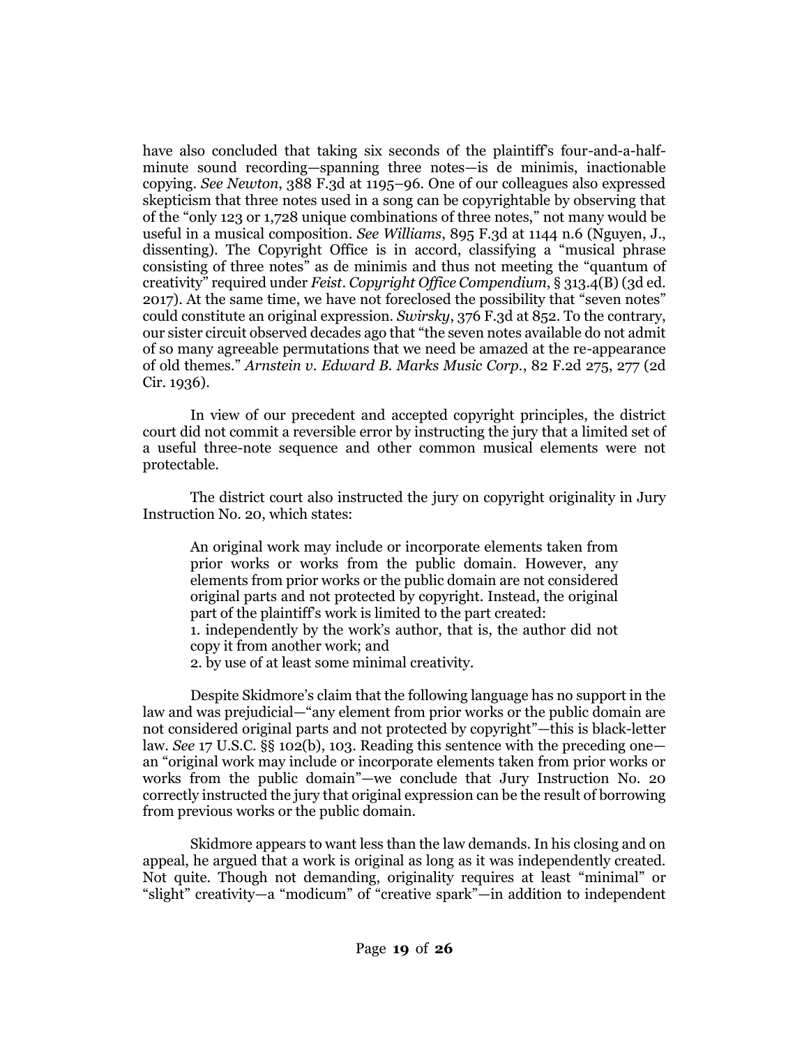have also concluded that taking six seconds of the plaintiff's four-and-a-half-minute sound recording—spanning three notes—is de minimis, inactionable copying. *See Newton*, 388 F.3d at 1195–96. One of our colleagues also expressed skepticism that three notes used in a song can be copyrightable by observing that of the "only 123 or 1,728 unique combinations of three notes," not many would be useful in a musical composition. *See Williams*, 895 F.3d at 1144 n.6 (Nguyen, J., dissenting). The Copyright Office is in accord, classifying a "musical phrase consisting of three notes" as de minimis and thus not meeting the "quantum of creativity" required under *Feist*. *Copyright Office Compendium*, § 313.4(B) (3d ed. 2017). At the same time, we have not foreclosed the possibility that "seven notes" could constitute an original expression. *Swirsky*, 376 F.3d at 852. To the contrary, our sister circuit observed decades ago that "the seven notes available do not admit of so many agreeable permutations that we need be amazed at the re-appearance of old themes." *Arnstein v. Edward B. Marks Music Corp.*, 82 F.2d 275, 277 (2d Cir. 1936).

In view of our precedent and accepted copyright principles, the district court did not commit a reversible error by instructing the jury that a limited set of a useful three-note sequence and other common musical elements were not protectable.

The district court also instructed the jury on copyright originality in Jury Instruction No. 20, which states:

> An original work may include or incorporate elements taken from prior works or works from the public domain. However, any elements from prior works or the public domain are not considered original parts and not protected by copyright. Instead, the original part of the plaintiff's work is limited to the part created:
> 1. independently by the work's author, that is, the author did not copy it from another work; and
> 2. by use of at least some minimal creativity.

Despite Skidmore's claim that the following language has no support in the law and was prejudicial—"any element from prior works or the public domain are not considered original parts and not protected by copyright"—this is black-letter law. *See* 17 U.S.C. §§ 102(b), 103. Reading this sentence with the preceding one—an "original work may include or incorporate elements taken from prior works or works from the public domain"—we conclude that Jury Instruction No. 20 correctly instructed the jury that original expression can be the result of borrowing from previous works or the public domain.

Skidmore appears to want less than the law demands. In his closing and on appeal, he argued that a work is original as long as it was independently created. Not quite. Though not demanding, originality requires at least "minimal" or "slight" creativity—a "modicum" of "creative spark"—in addition to independent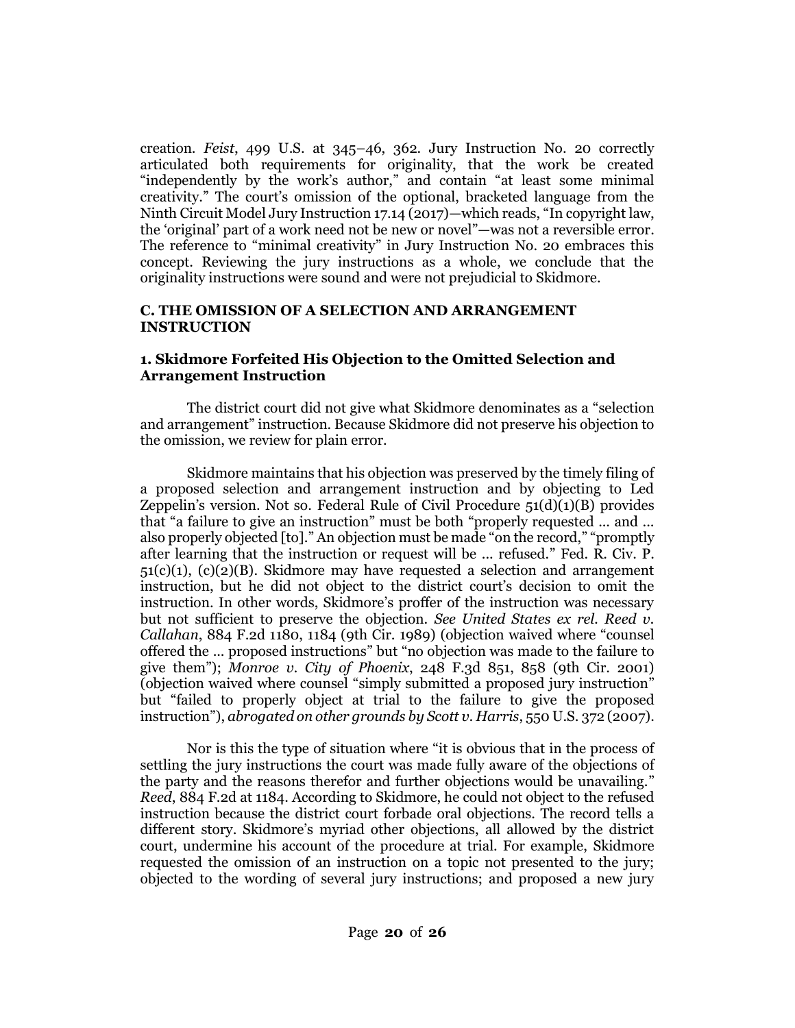creation. *Feist*, 499 U.S. at 345–46, 362. Jury Instruction No. 20 correctly articulated both requirements for originality, that the work be created "independently by the work's author," and contain "at least some minimal creativity." The court's omission of the optional, bracketed language from the Ninth Circuit Model Jury Instruction 17.14 (2017)—which reads, "In copyright law, the 'original' part of a work need not be new or novel"—was not a reversible error. The reference to "minimal creativity" in Jury Instruction No. 20 embraces this concept. Reviewing the jury instructions as a whole, we conclude that the originality instructions were sound and were not prejudicial to Skidmore.

### C. THE OMISSION OF A SELECTION AND ARRANGEMENT INSTRUCTION

#### 1. Skidmore Forfeited His Objection to the Omitted Selection and Arrangement Instruction

The district court did not give what Skidmore denominates as a "selection and arrangement" instruction. Because Skidmore did not preserve his objection to the omission, we review for plain error.

Skidmore maintains that his objection was preserved by the timely filing of a proposed selection and arrangement instruction and by objecting to Led Zeppelin's version. Not so. Federal Rule of Civil Procedure 51(d)(1)(B) provides that "a failure to give an instruction" must be both "properly requested … and … also properly objected [to]." An objection must be made "on the record," "promptly after learning that the instruction or request will be … refused." Fed. R. Civ. P. 51(c)(1), (c)(2)(B). Skidmore may have requested a selection and arrangement instruction, but he did not object to the district court's decision to omit the instruction. In other words, Skidmore's proffer of the instruction was necessary but not sufficient to preserve the objection. *See United States ex rel. Reed v. Callahan*, 884 F.2d 1180, 1184 (9th Cir. 1989) (objection waived where "counsel offered the … proposed instructions" but "no objection was made to the failure to give them"); *Monroe v. City of Phoenix*, 248 F.3d 851, 858 (9th Cir. 2001) (objection waived where counsel "simply submitted a proposed jury instruction" but "failed to properly object at trial to the failure to give the proposed instruction"), *abrogated on other grounds by Scott v. Harris*, 550 U.S. 372 (2007).

Nor is this the type of situation where "it is obvious that in the process of settling the jury instructions the court was made fully aware of the objections of the party and the reasons therefor and further objections would be unavailing." *Reed*, 884 F.2d at 1184. According to Skidmore, he could not object to the refused instruction because the district court forbade oral objections. The record tells a different story. Skidmore's myriad other objections, all allowed by the district court, undermine his account of the procedure at trial. For example, Skidmore requested the omission of an instruction on a topic not presented to the jury; objected to the wording of several jury instructions; and proposed a new jury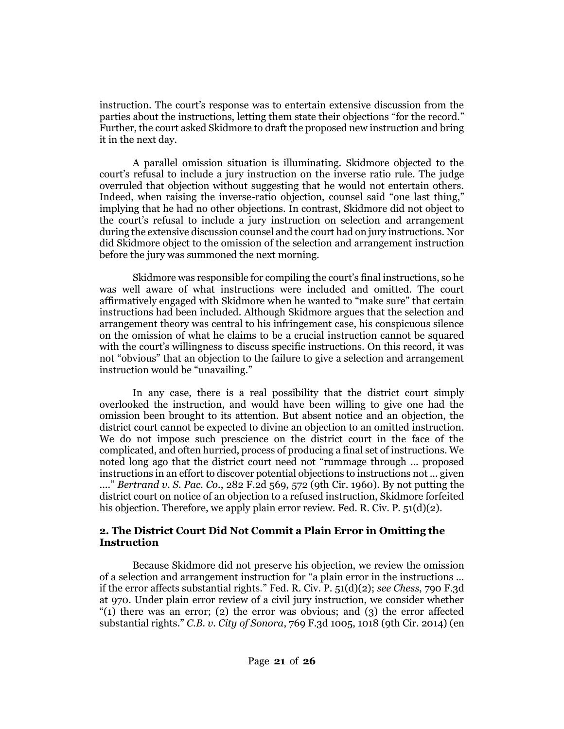instruction. The court's response was to entertain extensive discussion from the parties about the instructions, letting them state their objections "for the record." Further, the court asked Skidmore to draft the proposed new instruction and bring it in the next day.

A parallel omission situation is illuminating. Skidmore objected to the court's refusal to include a jury instruction on the inverse ratio rule. The judge overruled that objection without suggesting that he would not entertain others. Indeed, when raising the inverse-ratio objection, counsel said "one last thing," implying that he had no other objections. In contrast, Skidmore did not object to the court's refusal to include a jury instruction on selection and arrangement during the extensive discussion counsel and the court had on jury instructions. Nor did Skidmore object to the omission of the selection and arrangement instruction before the jury was summoned the next morning.

Skidmore was responsible for compiling the court's final instructions, so he was well aware of what instructions were included and omitted. The court affirmatively engaged with Skidmore when he wanted to "make sure" that certain instructions had been included. Although Skidmore argues that the selection and arrangement theory was central to his infringement case, his conspicuous silence on the omission of what he claims to be a crucial instruction cannot be squared with the court's willingness to discuss specific instructions. On this record, it was not "obvious" that an objection to the failure to give a selection and arrangement instruction would be "unavailing."

In any case, there is a real possibility that the district court simply overlooked the instruction, and would have been willing to give one had the omission been brought to its attention. But absent notice and an objection, the district court cannot be expected to divine an objection to an omitted instruction. We do not impose such prescience on the district court in the face of the complicated, and often hurried, process of producing a final set of instructions. We noted long ago that the district court need not "rummage through … proposed instructions in an effort to discover potential objections to instructions not … given …." *Bertrand v. S. Pac. Co.*, 282 F.2d 569, 572 (9th Cir. 1960). By not putting the district court on notice of an objection to a refused instruction, Skidmore forfeited his objection. Therefore, we apply plain error review. Fed. R. Civ. P. 51(d)(2).

### 2. The District Court Did Not Commit a Plain Error in Omitting the Instruction

Because Skidmore did not preserve his objection, we review the omission of a selection and arrangement instruction for "a plain error in the instructions … if the error affects substantial rights." Fed. R. Civ. P. 51(d)(2); *see Chess*, 790 F.3d at 970. Under plain error review of a civil jury instruction, we consider whether "(1) there was an error; (2) the error was obvious; and (3) the error affected substantial rights." *C.B. v. City of Sonora*, 769 F.3d 1005, 1018 (9th Cir. 2014) (en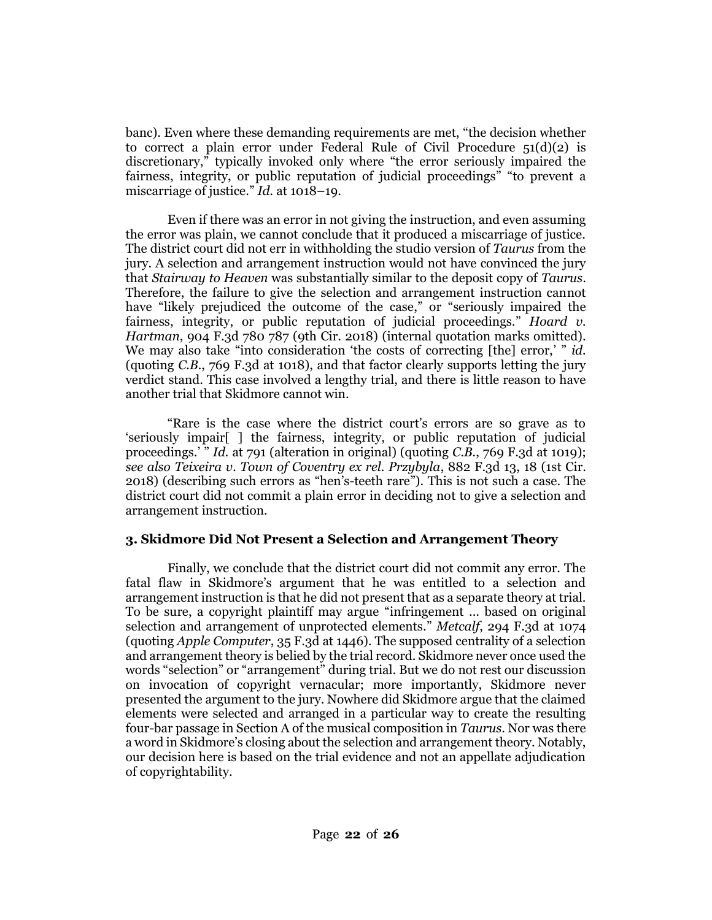banc). Even where these demanding requirements are met, "the decision whether to correct a plain error under Federal Rule of Civil Procedure 51(d)(2) is discretionary," typically invoked only where "the error seriously impaired the fairness, integrity, or public reputation of judicial proceedings" "to prevent a miscarriage of justice." *Id.* at 1018–19.

Even if there was an error in not giving the instruction, and even assuming the error was plain, we cannot conclude that it produced a miscarriage of justice. The district court did not err in withholding the studio version of *Taurus* from the jury. A selection and arrangement instruction would not have convinced the jury that *Stairway to Heaven* was substantially similar to the deposit copy of *Taurus*. Therefore, the failure to give the selection and arrangement instruction cannot have "likely prejudiced the outcome of the case," or "seriously impaired the fairness, integrity, or public reputation of judicial proceedings." *Hoard v. Hartman*, 904 F.3d 780 787 (9th Cir. 2018) (internal quotation marks omitted). We may also take "into consideration 'the costs of correcting [the] error,' " *id.* (quoting *C.B.*, 769 F.3d at 1018), and that factor clearly supports letting the jury verdict stand. This case involved a lengthy trial, and there is little reason to have another trial that Skidmore cannot win.

"Rare is the case where the district court's errors are so grave as to 'seriously impair[ ] the fairness, integrity, or public reputation of judicial proceedings.' " *Id.* at 791 (alteration in original) (quoting *C.B.*, 769 F.3d at 1019); *see also Teixeira v. Town of Coventry ex rel. Przybyla*, 882 F.3d 13, 18 (1st Cir. 2018) (describing such errors as "hen's-teeth rare"). This is not such a case. The district court did not commit a plain error in deciding not to give a selection and arrangement instruction.

### 3. Skidmore Did Not Present a Selection and Arrangement Theory

Finally, we conclude that the district court did not commit any error. The fatal flaw in Skidmore's argument that he was entitled to a selection and arrangement instruction is that he did not present that as a separate theory at trial. To be sure, a copyright plaintiff may argue "infringement ... based on original selection and arrangement of unprotected elements." *Metcalf*, 294 F.3d at 1074 (quoting *Apple Computer*, 35 F.3d at 1446). The supposed centrality of a selection and arrangement theory is belied by the trial record. Skidmore never once used the words "selection" or "arrangement" during trial. But we do not rest our discussion on invocation of copyright vernacular; more importantly, Skidmore never presented the argument to the jury. Nowhere did Skidmore argue that the claimed elements were selected and arranged in a particular way to create the resulting four-bar passage in Section A of the musical composition in *Taurus*. Nor was there a word in Skidmore's closing about the selection and arrangement theory. Notably, our decision here is based on the trial evidence and not an appellate adjudication of copyrightability.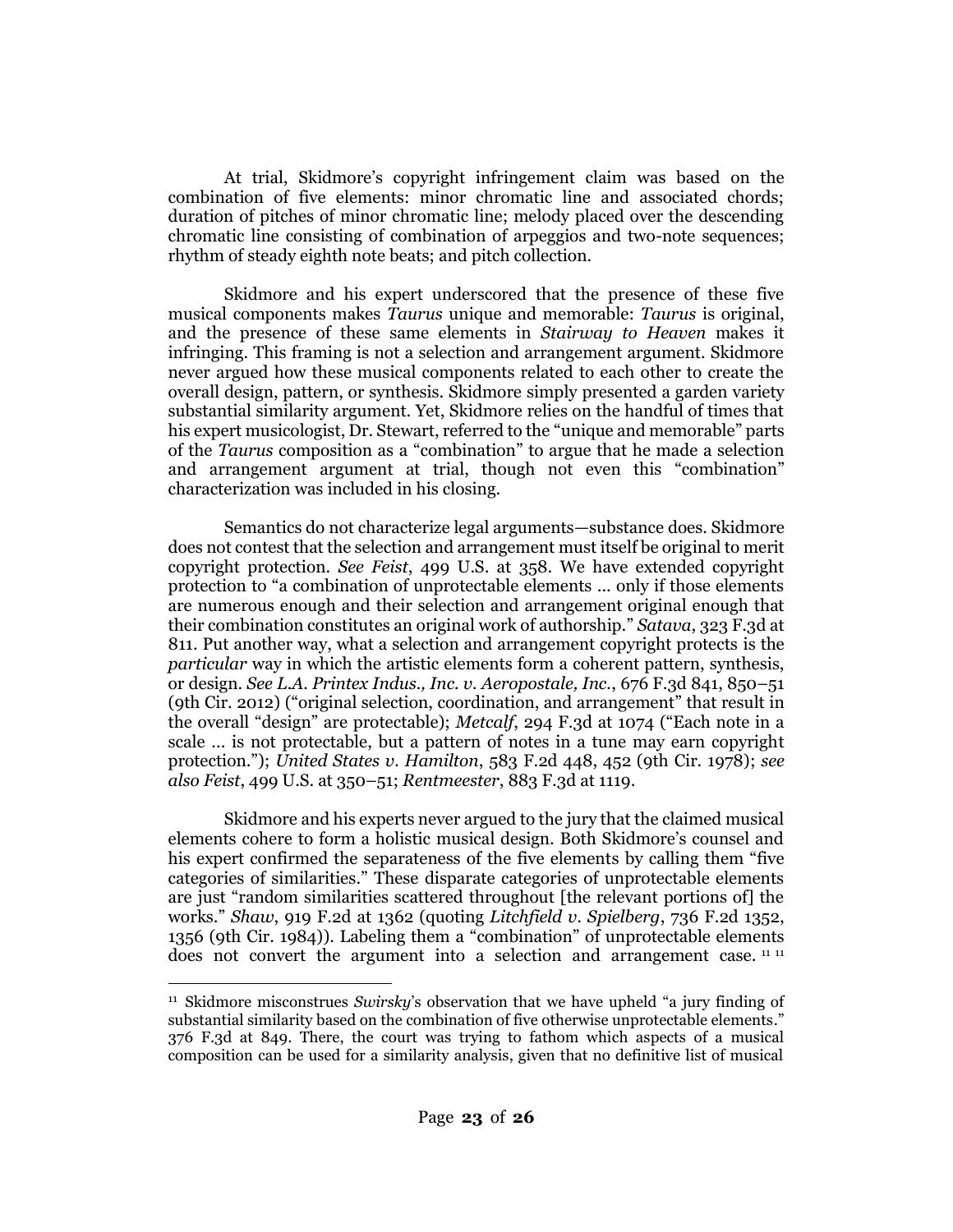At trial, Skidmore's copyright infringement claim was based on the combination of five elements: minor chromatic line and associated chords; duration of pitches of minor chromatic line; melody placed over the descending chromatic line consisting of combination of arpeggios and two-note sequences; rhythm of steady eighth note beats; and pitch collection.

Skidmore and his expert underscored that the presence of these five musical components makes *Taurus* unique and memorable: *Taurus* is original, and the presence of these same elements in *Stairway to Heaven* makes it infringing. This framing is not a selection and arrangement argument. Skidmore never argued how these musical components related to each other to create the overall design, pattern, or synthesis. Skidmore simply presented a garden variety substantial similarity argument. Yet, Skidmore relies on the handful of times that his expert musicologist, Dr. Stewart, referred to the "unique and memorable" parts of the *Taurus* composition as a "combination" to argue that he made a selection and arrangement argument at trial, though not even this "combination" characterization was included in his closing.

Semantics do not characterize legal arguments—substance does. Skidmore does not contest that the selection and arrangement must itself be original to merit copyright protection. *See Feist*, 499 U.S. at 358. We have extended copyright protection to "a combination of unprotectable elements … only if those elements are numerous enough and their selection and arrangement original enough that their combination constitutes an original work of authorship." *Satava*, 323 F.3d at 811. Put another way, what a selection and arrangement copyright protects is the *particular* way in which the artistic elements form a coherent pattern, synthesis, or design. *See L.A. Printex Indus., Inc. v. Aeropostale, Inc.*, 676 F.3d 841, 850–51 (9th Cir. 2012) ("original selection, coordination, and arrangement" that result in the overall "design" are protectable); *Metcalf*, 294 F.3d at 1074 ("Each note in a scale … is not protectable, but a pattern of notes in a tune may earn copyright protection."); *United States v. Hamilton*, 583 F.2d 448, 452 (9th Cir. 1978); *see also Feist*, 499 U.S. at 350–51; *Rentmeester*, 883 F.3d at 1119.

Skidmore and his experts never argued to the jury that the claimed musical elements cohere to form a holistic musical design. Both Skidmore's counsel and his expert confirmed the separateness of the five elements by calling them "five categories of similarities." These disparate categories of unprotectable elements are just "random similarities scattered throughout [the relevant portions of] the works." *Shaw*, 919 F.2d at 1362 (quoting *Litchfield v. Spielberg*, 736 F.2d 1352, 1356 (9th Cir. 1984)). Labeling them a "combination" of unprotectable elements does not convert the argument into a selection and arrangement case.[11] [11]

---

[11] Skidmore misconstrues *Swirsky*'s observation that we have upheld "a jury finding of substantial similarity based on the combination of five otherwise unprotectable elements." 376 F.3d at 849. There, the court was trying to fathom which aspects of a musical composition can be used for a similarity analysis, given that no definitive list of musical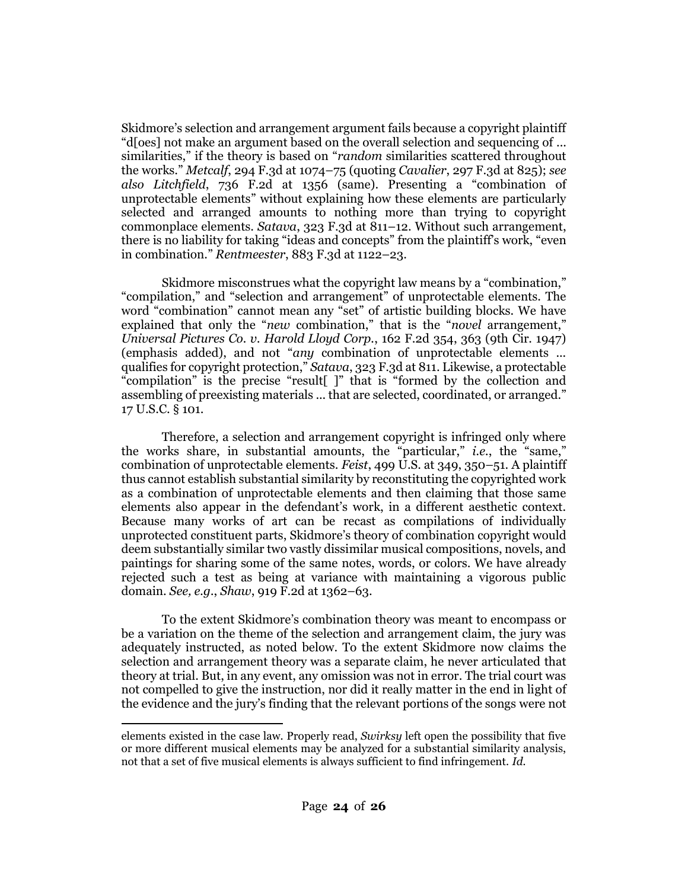Skidmore's selection and arrangement argument fails because a copyright plaintiff "d[oes] not make an argument based on the overall selection and sequencing of ... similarities," if the theory is based on "*random* similarities scattered throughout the works." *Metcalf*, 294 F.3d at 1074–75 (quoting *Cavalier*, 297 F.3d at 825); *see also Litchfield*, 736 F.2d at 1356 (same). Presenting a "combination of unprotectable elements" without explaining how these elements are particularly selected and arranged amounts to nothing more than trying to copyright commonplace elements. *Satava*, 323 F.3d at 811–12. Without such arrangement, there is no liability for taking "ideas and concepts" from the plaintiff's work, "even in combination." *Rentmeester*, 883 F.3d at 1122–23.

Skidmore misconstrues what the copyright law means by a "combination," "compilation," and "selection and arrangement" of unprotectable elements. The word "combination" cannot mean any "set" of artistic building blocks. We have explained that only the "*new* combination," that is the "*novel* arrangement," *Universal Pictures Co. v. Harold Lloyd Corp.*, 162 F.2d 354, 363 (9th Cir. 1947) (emphasis added), and not "*any* combination of unprotectable elements ... qualifies for copyright protection," *Satava*, 323 F.3d at 811. Likewise, a protectable "compilation" is the precise "result[ ]" that is "formed by the collection and assembling of preexisting materials ... that are selected, coordinated, or arranged." 17 U.S.C. § 101.

Therefore, a selection and arrangement copyright is infringed only where the works share, in substantial amounts, the "particular," *i.e.*, the "same," combination of unprotectable elements. *Feist*, 499 U.S. at 349, 350–51. A plaintiff thus cannot establish substantial similarity by reconstituting the copyrighted work as a combination of unprotectable elements and then claiming that those same elements also appear in the defendant's work, in a different aesthetic context. Because many works of art can be recast as compilations of individually unprotected constituent parts, Skidmore's theory of combination copyright would deem substantially similar two vastly dissimilar musical compositions, novels, and paintings for sharing some of the same notes, words, or colors. We have already rejected such a test as being at variance with maintaining a vigorous public domain. *See, e.g.*, *Shaw*, 919 F.2d at 1362–63.

To the extent Skidmore's combination theory was meant to encompass or be a variation on the theme of the selection and arrangement claim, the jury was adequately instructed, as noted below. To the extent Skidmore now claims the selection and arrangement theory was a separate claim, he never articulated that theory at trial. But, in any event, any omission was not in error. The trial court was not compelled to give the instruction, nor did it really matter in the end in light of the evidence and the jury's finding that the relevant portions of the songs were not

---

elements existed in the case law. Properly read, *Swirksy* left open the possibility that five or more different musical elements may be analyzed for a substantial similarity analysis, not that a set of five musical elements is always sufficient to find infringement. *Id.*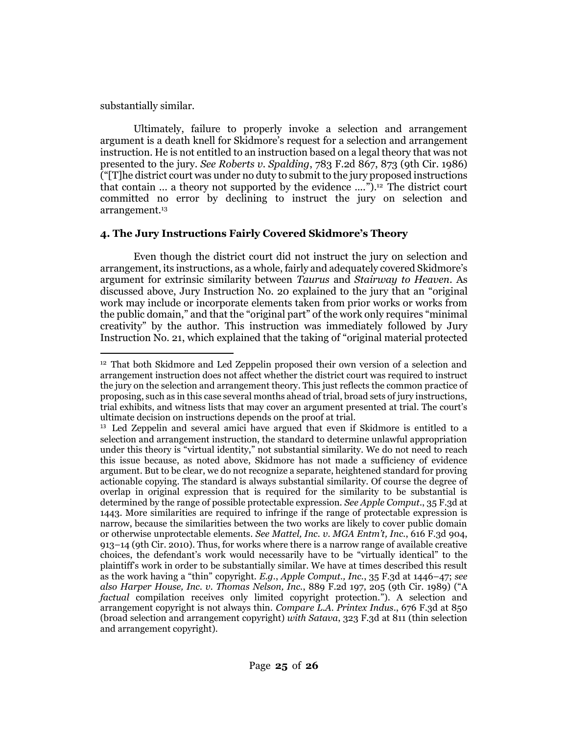substantially similar.

Ultimately, failure to properly invoke a selection and arrangement argument is a death knell for Skidmore's request for a selection and arrangement instruction. He is not entitled to an instruction based on a legal theory that was not presented to the jury. *See Roberts v. Spalding*, 783 F.2d 867, 873 (9th Cir. 1986) ("[T]he district court was under no duty to submit to the jury proposed instructions that contain … a theory not supported by the evidence ….").[12] The district court committed no error by declining to instruct the jury on selection and arrangement.[13]

### 4. The Jury Instructions Fairly Covered Skidmore's Theory

Even though the district court did not instruct the jury on selection and arrangement, its instructions, as a whole, fairly and adequately covered Skidmore's argument for extrinsic similarity between *Taurus* and *Stairway to Heaven*. As discussed above, Jury Instruction No. 20 explained to the jury that an "original work may include or incorporate elements taken from prior works or works from the public domain," and that the "original part" of the work only requires "minimal creativity" by the author. This instruction was immediately followed by Jury Instruction No. 21, which explained that the taking of "original material protected

---

[12] That both Skidmore and Led Zeppelin proposed their own version of a selection and arrangement instruction does not affect whether the district court was required to instruct the jury on the selection and arrangement theory. This just reflects the common practice of proposing, such as in this case several months ahead of trial, broad sets of jury instructions, trial exhibits, and witness lists that may cover an argument presented at trial. The court's ultimate decision on instructions depends on the proof at trial.

[13] Led Zeppelin and several amici have argued that even if Skidmore is entitled to a selection and arrangement instruction, the standard to determine unlawful appropriation under this theory is "virtual identity," not substantial similarity. We do not need to reach this issue because, as noted above, Skidmore has not made a sufficiency of evidence argument. But to be clear, we do not recognize a separate, heightened standard for proving actionable copying. The standard is always substantial similarity. Of course the degree of overlap in original expression that is required for the similarity to be substantial is determined by the range of possible protectable expression. *See Apple Comput.*, 35 F.3d at 1443. More similarities are required to infringe if the range of protectable expression is narrow, because the similarities between the two works are likely to cover public domain or otherwise unprotectable elements. *See Mattel, Inc. v. MGA Entm't, Inc.*, 616 F.3d 904, 913–14 (9th Cir. 2010). Thus, for works where there is a narrow range of available creative choices, the defendant's work would necessarily have to be "virtually identical" to the plaintiff's work in order to be substantially similar. We have at times described this result as the work having a "thin" copyright. *E.g.*, *Apple Comput., Inc.*, 35 F.3d at 1446–47; *see also Harper House, Inc. v. Thomas Nelson, Inc.*, 889 F.2d 197, 205 (9th Cir. 1989) ("A *factual* compilation receives only limited copyright protection."). A selection and arrangement copyright is not always thin. *Compare L.A. Printex Indus.*, 676 F.3d at 850 (broad selection and arrangement copyright) *with Satava*, 323 F.3d at 811 (thin selection and arrangement copyright).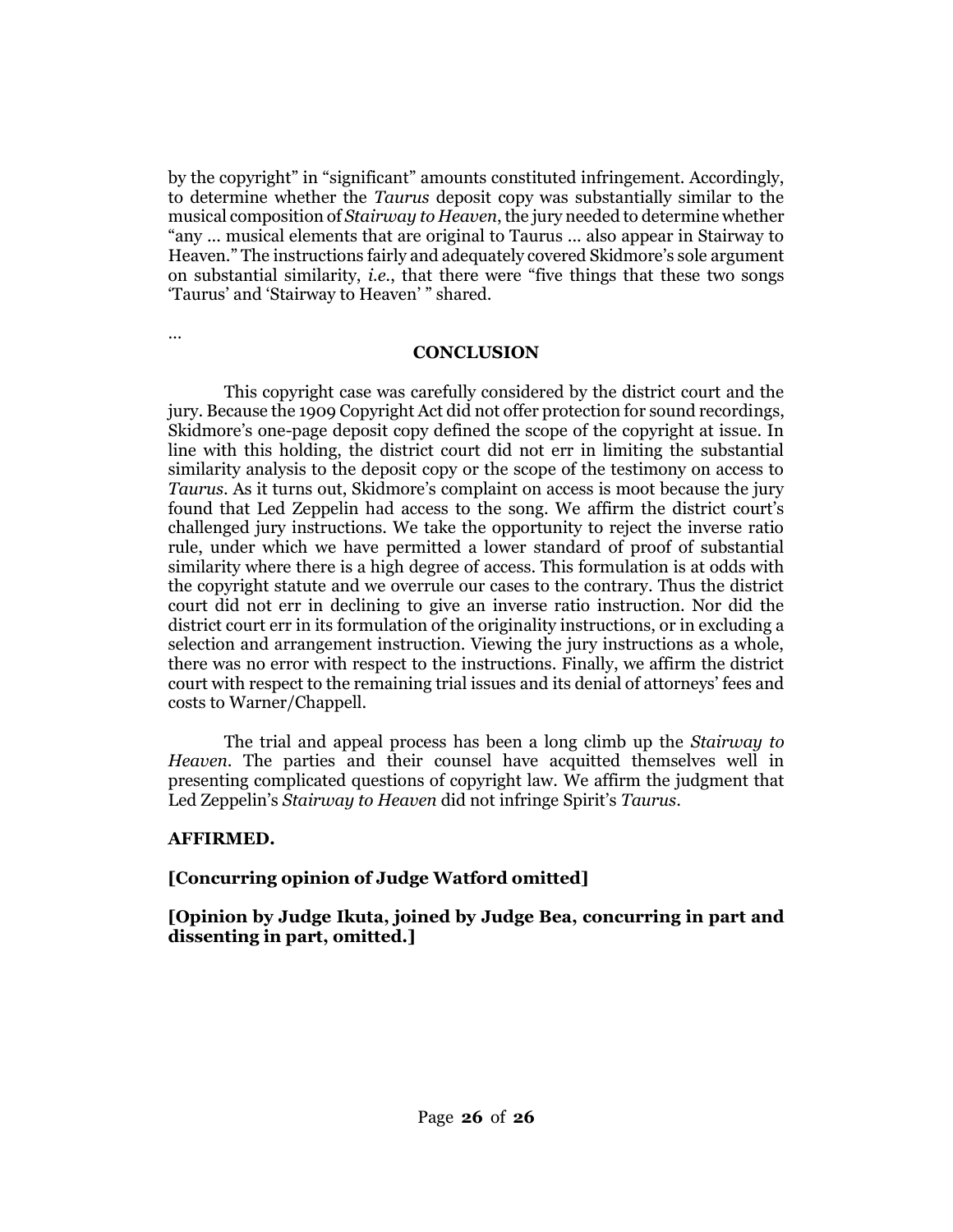by the copyright" in "significant" amounts constituted infringement. Accordingly, to determine whether the *Taurus* deposit copy was substantially similar to the musical composition of *Stairway to Heaven*, the jury needed to determine whether "any … musical elements that are original to Taurus … also appear in Stairway to Heaven." The instructions fairly and adequately covered Skidmore's sole argument on substantial similarity, *i.e.*, that there were "five things that these two songs 'Taurus' and 'Stairway to Heaven' " shared.

…

**CONCLUSION**

This copyright case was carefully considered by the district court and the jury. Because the 1909 Copyright Act did not offer protection for sound recordings, Skidmore's one-page deposit copy defined the scope of the copyright at issue. In line with this holding, the district court did not err in limiting the substantial similarity analysis to the deposit copy or the scope of the testimony on access to *Taurus*. As it turns out, Skidmore's complaint on access is moot because the jury found that Led Zeppelin had access to the song. We affirm the district court's challenged jury instructions. We take the opportunity to reject the inverse ratio rule, under which we have permitted a lower standard of proof of substantial similarity where there is a high degree of access. This formulation is at odds with the copyright statute and we overrule our cases to the contrary. Thus the district court did not err in declining to give an inverse ratio instruction. Nor did the district court err in its formulation of the originality instructions, or in excluding a selection and arrangement instruction. Viewing the jury instructions as a whole, there was no error with respect to the instructions. Finally, we affirm the district court with respect to the remaining trial issues and its denial of attorneys' fees and costs to Warner/Chappell.

The trial and appeal process has been a long climb up the *Stairway to Heaven*. The parties and their counsel have acquitted themselves well in presenting complicated questions of copyright law. We affirm the judgment that Led Zeppelin's *Stairway to Heaven* did not infringe Spirit's *Taurus*.

**AFFIRMED.**

**[Concurring opinion of Judge Watford omitted]**

**[Opinion by Judge Ikuta, joined by Judge Bea, concurring in part and dissenting in part, omitted.]**